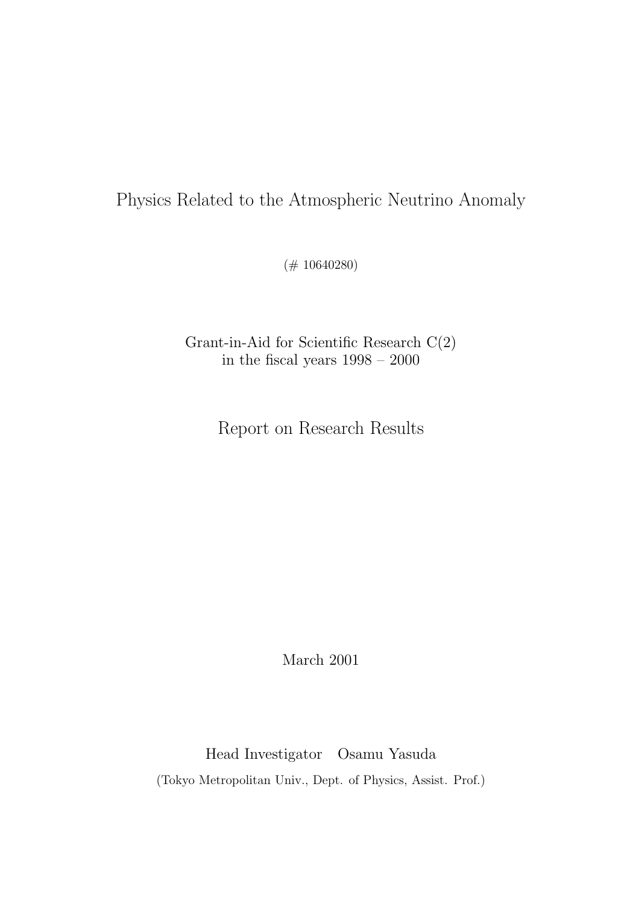# Physics Related to the Atmospheric Neutrino Anomaly

(# 10640280)

Grant-in-Aid for Scientific Research C(2)
in the fiscal years 1998 – 2000

## Report on Research Results

March 2001

Head Investigator Osamu Yasuda

(Tokyo Metropolitan Univ., Dept. of Physics, Assist. Prof.)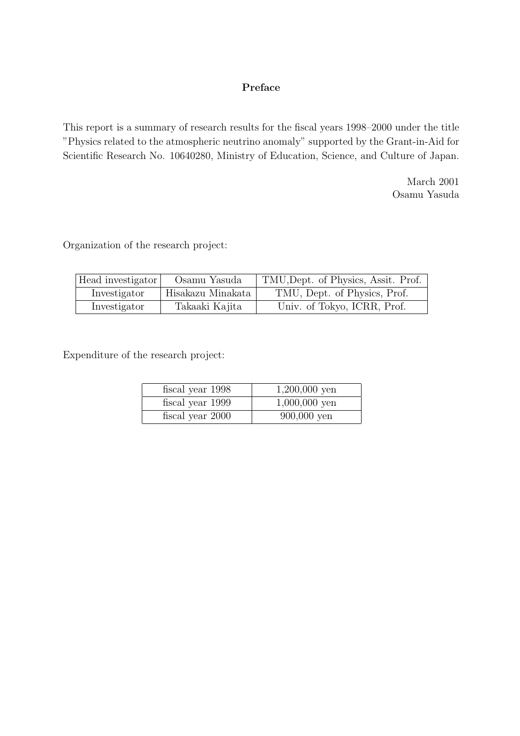# Preface

This report is a summary of research results for the fiscal years 1998–2000 under the title "Physics related to the atmospheric neutrino anomaly" supported by the Grant-in-Aid for Scientific Research No. 10640280, Ministry of Education, Science, and Culture of Japan.

March 2001
Osamu Yasuda

Organization of the research project:

| | | |
|---|---|---|
| Head investigator | Osamu Yasuda | TMU,Dept. of Physics, Assit. Prof. |
| Investigator | Hisakazu Minakata | TMU, Dept. of Physics, Prof. |
| Investigator | Takaaki Kajita | Univ. of Tokyo, ICRR, Prof. |

Expenditure of the research project:

| | |
|---|---|
| fiscal year 1998 | 1,200,000 yen |
| fiscal year 1999 | 1,000,000 yen |
| fiscal year 2000 | 900,000 yen |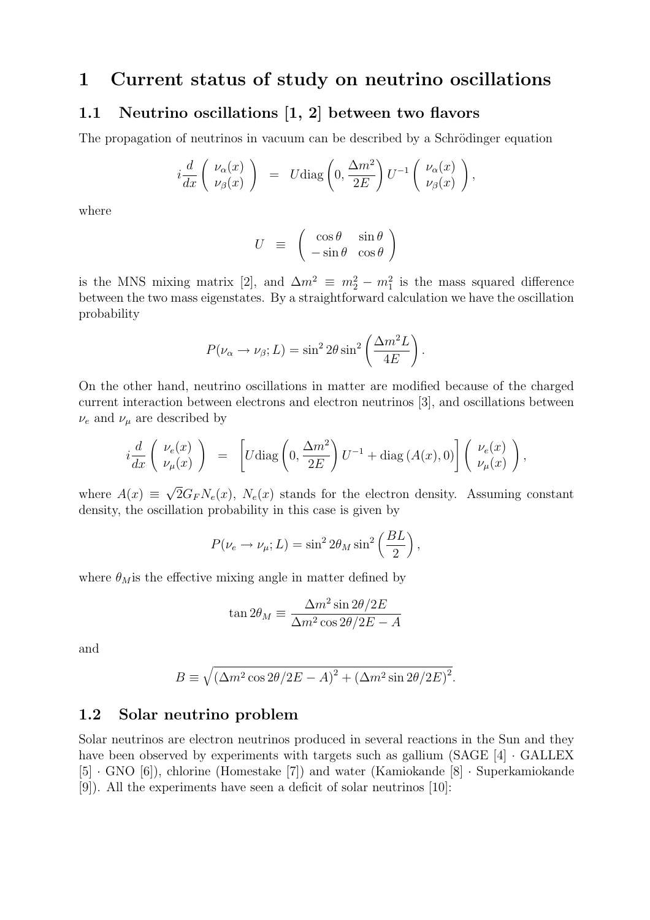# 1 Current status of study on neutrino oscillations

## 1.1 Neutrino oscillations [1, 2] between two flavors

The propagation of neutrinos in vacuum can be described by a Schrödinger equation

$$i\frac{d}{dx}\left(\begin{array}{c}\nu_\alpha(x)\\ \nu_\beta(x)\end{array}\right) = U\mathrm{diag}\left(0, \frac{\Delta m^2}{2E}\right)U^{-1}\left(\begin{array}{c}\nu_\alpha(x)\\ \nu_\beta(x)\end{array}\right),$$

where

$$U \equiv \left(\begin{array}{cc}\cos\theta & \sin\theta\\ -\sin\theta & \cos\theta\end{array}\right)$$

is the MNS mixing matrix [2], and $\Delta m^2 \equiv m_2^2 - m_1^2$ is the mass squared difference between the two mass eigenstates. By a straightforward calculation we have the oscillation probability

$$P(\nu_\alpha \to \nu_\beta; L) = \sin^2 2\theta \sin^2\left(\frac{\Delta m^2 L}{4E}\right).$$

On the other hand, neutrino oscillations in matter are modified because of the charged current interaction between electrons and electron neutrinos [3], and oscillations between $\nu_e$ and $\nu_\mu$ are described by

$$i\frac{d}{dx}\left(\begin{array}{c}\nu_e(x)\\ \nu_\mu(x)\end{array}\right) = \left[U\mathrm{diag}\left(0, \frac{\Delta m^2}{2E}\right)U^{-1} + \mathrm{diag}\left(A(x), 0\right)\right]\left(\begin{array}{c}\nu_e(x)\\ \nu_\mu(x)\end{array}\right),$$

where $A(x) \equiv \sqrt{2}G_F N_e(x)$, $N_e(x)$ stands for the electron density. Assuming constant density, the oscillation probability in this case is given by

$$P(\nu_e \to \nu_\mu; L) = \sin^2 2\theta_M \sin^2\left(\frac{BL}{2}\right),$$

where $\theta_M$is the effective mixing angle in matter defined by

$$\tan 2\theta_M \equiv \frac{\Delta m^2 \sin 2\theta/2E}{\Delta m^2 \cos 2\theta/2E - A}$$

and

$$B \equiv \sqrt{\left(\Delta m^2 \cos 2\theta/2E - A\right)^2 + \left(\Delta m^2 \sin 2\theta/2E\right)^2}.$$

## 1.2 Solar neutrino problem

Solar neutrinos are electron neutrinos produced in several reactions in the Sun and they have been observed by experiments with targets such as gallium (SAGE [4] · GALLEX [5] · GNO [6]), chlorine (Homestake [7]) and water (Kamiokande [8] · Superkamiokande [9]). All the experiments have seen a deficit of solar neutrinos [10]: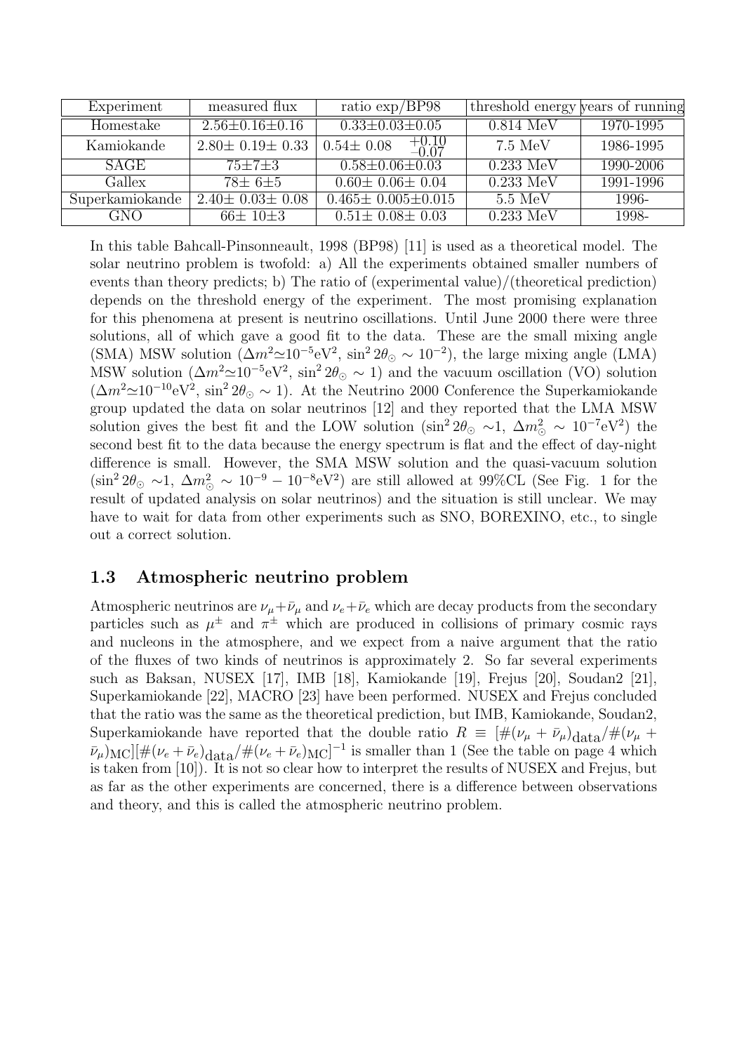| Experiment | measured flux | ratio exp/BP98 | threshold energy | years of running |
| --- | --- | --- | --- | --- |
| Homestake | $2.56 \pm 0.16 \pm 0.16$ | $0.33 \pm 0.03 \pm 0.05$ | 0.814 MeV | 1970-1995 |
| Kamiokande | $2.80 \pm 0.19 \pm 0.33$ | $0.54 \pm 0.08 \quad {}^{+0.10}_{-0.07}$ | 7.5 MeV | 1986-1995 |
| SAGE | $75 \pm 7 \pm 3$ | $0.58 \pm 0.06 \pm 0.03$ | 0.233 MeV | 1990-2006 |
| Gallex | $78 \pm 6 \pm 5$ | $0.60 \pm 0.06 \pm 0.04$ | 0.233 MeV | 1991-1996 |
| Superkamiokande | $2.40 \pm 0.03 \pm 0.08$ | $0.465 \pm 0.005 \pm 0.015$ | 5.5 MeV | 1996- |
| GNO | $66 \pm 10 \pm 3$ | $0.51 \pm 0.08 \pm 0.03$ | 0.233 MeV | 1998- |

In this table Bahcall-Pinsonneault, 1998 (BP98) [11] is used as a theoretical model. The solar neutrino problem is twofold: a) All the experiments obtained smaller numbers of events than theory predicts; b) The ratio of (experimental value)/(theoretical prediction) depends on the threshold energy of the experiment. The most promising explanation for this phenomena at present is neutrino oscillations. Until June 2000 there were three solutions, all of which gave a good fit to the data. These are the small mixing angle (SMA) MSW solution ($\Delta m^2 \simeq 10^{-5}\text{eV}^2$, $\sin^2 2\theta_\odot \sim 10^{-2}$), the large mixing angle (LMA) MSW solution ($\Delta m^2 \simeq 10^{-5}\text{eV}^2$, $\sin^2 2\theta_\odot \sim 1$) and the vacuum oscillation (VO) solution ($\Delta m^2 \simeq 10^{-10}\text{eV}^2$, $\sin^2 2\theta_\odot \sim 1$). At the Neutrino 2000 Conference the Superkamiokande group updated the data on solar neutrinos [12] and they reported that the LMA MSW solution gives the best fit and the LOW solution ($\sin^2 2\theta_\odot \sim 1$, $\Delta m^2_\odot \sim 10^{-7}\text{eV}^2$) the second best fit to the data because the energy spectrum is flat and the effect of day-night difference is small. However, the SMA MSW solution and the quasi-vacuum solution ($\sin^2 2\theta_\odot \sim 1$, $\Delta m^2_\odot \sim 10^{-9} - 10^{-8}\text{eV}^2$) are still allowed at 99%CL (See Fig. 1 for the result of updated analysis on solar neutrinos) and the situation is still unclear. We may have to wait for data from other experiments such as SNO, BOREXINO, etc., to single out a correct solution.

## 1.3 Atmospheric neutrino problem

Atmospheric neutrinos are $\nu_\mu + \bar{\nu}_\mu$ and $\nu_e + \bar{\nu}_e$ which are decay products from the secondary particles such as $\mu^\pm$ and $\pi^\pm$ which are produced in collisions of primary cosmic rays and nucleons in the atmosphere, and we expect from a naive argument that the ratio of the fluxes of two kinds of neutrinos is approximately 2. So far several experiments such as Baksan, NUSEX [17], IMB [18], Kamiokande [19], Frejus [20], Soudan2 [21], Superkamiokande [22], MACRO [23] have been performed. NUSEX and Frejus concluded that the ratio was the same as the theoretical prediction, but IMB, Kamiokande, Soudan2, Superkamiokande have reported that the double ratio $R \equiv [\#(\nu_\mu + \bar{\nu}_\mu)_{\text{data}}/\#(\nu_\mu + \bar{\nu}_\mu)_{\text{MC}}][\#(\nu_e + \bar{\nu}_e)_{\text{data}}/\#(\nu_e + \bar{\nu}_e)_{\text{MC}}]^{-1}$ is smaller than 1 (See the table on page 4 which is taken from [10]). It is not so clear how to interpret the results of NUSEX and Frejus, but as far as the other experiments are concerned, there is a difference between observations and theory, and this is called the atmospheric neutrino problem.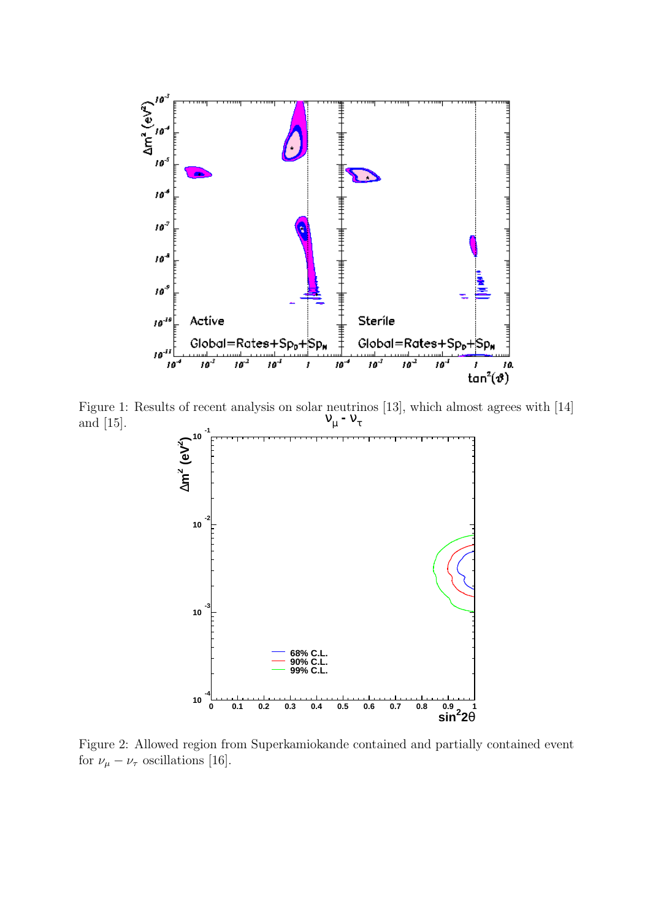Active

Global=Rates+$Sp_D$+$Sp_N$

Sterile

Global=Rates+$Sp_D$+$Sp_N$

$\Delta m^2$ (eV$^2$)

$\tan^2(\vartheta)$

Figure 1: Results of recent analysis on solar neutrinos [13], which almost agrees with [14] and [15].

$\nu_\mu$ - $\nu_\tau$

$\Delta m^2$ (eV$^2$)

68% C.L.
90% C.L.
99% C.L.

$\sin^2 2\theta$

Figure 2: Allowed region from Superkamiokande contained and partially contained event for $\nu_\mu - \nu_\tau$ oscillations [16].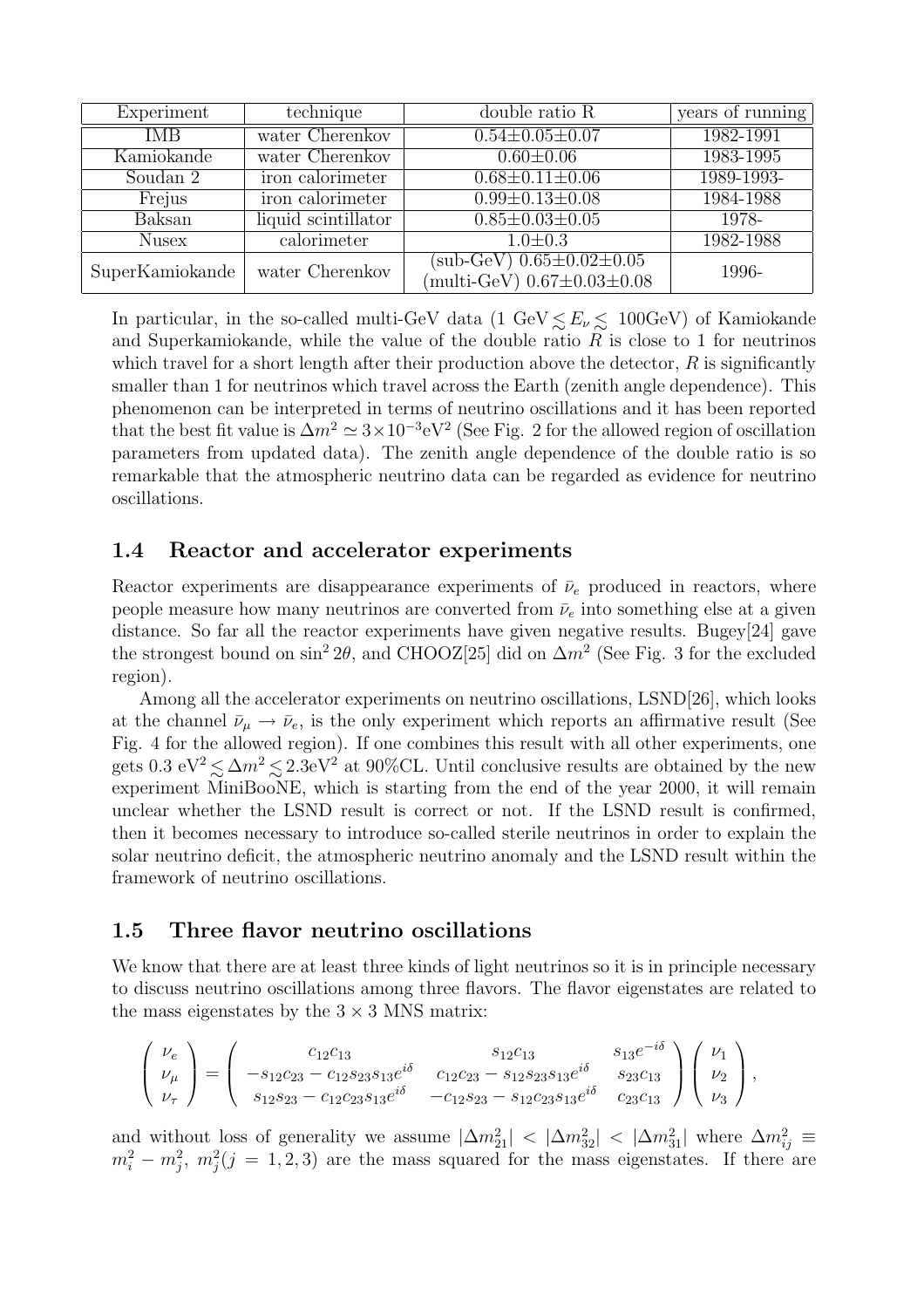| Experiment | technique | double ratio R | years of running |
|---|---|---|---|
| IMB | water Cherenkov | $0.54\pm0.05\pm0.07$ | 1982-1991 |
| Kamiokande | water Cherenkov | $0.60\pm0.06$ | 1983-1995 |
| Soudan 2 | iron calorimeter | $0.68\pm0.11\pm0.06$ | 1989-1993- |
| Frejus | iron calorimeter | $0.99\pm0.13\pm0.08$ | 1984-1988 |
| Baksan | liquid scintillator | $0.85\pm0.03\pm0.05$ | 1978- |
| Nusex | calorimeter | $1.0\pm0.3$ | 1982-1988 |
| SuperKamiokande | water Cherenkov | (sub-GeV) $0.65\pm0.02\pm0.05$<br>(multi-GeV) $0.67\pm0.03\pm0.08$ | 1996- |

In particular, in the so-called multi-GeV data (1 GeV$\lesssim E_\nu \lesssim$ 100GeV) of Kamiokande and Superkamiokande, while the value of the double ratio $R$ is close to 1 for neutrinos which travel for a short length after their production above the detector, $R$ is significantly smaller than 1 for neutrinos which travel across the Earth (zenith angle dependence). This phenomenon can be interpreted in terms of neutrino oscillations and it has been reported that the best fit value is $\Delta m^2 \simeq 3\times10^{-3}$eV$^2$ (See Fig. 2 for the allowed region of oscillation parameters from updated data). The zenith angle dependence of the double ratio is so remarkable that the atmospheric neutrino data can be regarded as evidence for neutrino oscillations.

## 1.4 Reactor and accelerator experiments

Reactor experiments are disappearance experiments of $\bar{\nu}_e$ produced in reactors, where people measure how many neutrinos are converted from $\bar{\nu}_e$ into something else at a given distance. So far all the reactor experiments have given negative results. Bugey[24] gave the strongest bound on $\sin^2 2\theta$, and CHOOZ[25] did on $\Delta m^2$ (See Fig. 3 for the excluded region).

Among all the accelerator experiments on neutrino oscillations, LSND[26], which looks at the channel $\bar{\nu}_\mu \to \bar{\nu}_e$, is the only experiment which reports an affirmative result (See Fig. 4 for the allowed region). If one combines this result with all other experiments, one gets 0.3 eV$^2 \lesssim \Delta m^2 \lesssim$2.3eV$^2$ at 90%CL. Until conclusive results are obtained by the new experiment MiniBooNE, which is starting from the end of the year 2000, it will remain unclear whether the LSND result is correct or not. If the LSND result is confirmed, then it becomes necessary to introduce so-called sterile neutrinos in order to explain the solar neutrino deficit, the atmospheric neutrino anomaly and the LSND result within the framework of neutrino oscillations.

## 1.5 Three flavor neutrino oscillations

We know that there are at least three kinds of light neutrinos so it is in principle necessary to discuss neutrino oscillations among three flavors. The flavor eigenstates are related to the mass eigenstates by the $3 \times 3$ MNS matrix:

$$\left( \begin{array}{c} \nu_e \\ \nu_\mu \\ \nu_\tau \end{array} \right) = \left( \begin{array}{ccc} c_{12}c_{13} & s_{12}c_{13} & s_{13}e^{-i\delta} \\ -s_{12}c_{23} - c_{12}s_{23}s_{13}e^{i\delta} & c_{12}c_{23} - s_{12}s_{23}s_{13}e^{i\delta} & s_{23}c_{13} \\ s_{12}s_{23} - c_{12}c_{23}s_{13}e^{i\delta} & -c_{12}s_{23} - s_{12}c_{23}s_{13}e^{i\delta} & c_{23}c_{13} \end{array} \right) \left( \begin{array}{c} \nu_1 \\ \nu_2 \\ \nu_3 \end{array} \right),$$

and without loss of generality we assume $|\Delta m^2_{21}| < |\Delta m^2_{32}| < |\Delta m^2_{31}|$ where $\Delta m^2_{ij} \equiv m^2_i - m^2_j$, $m^2_j (j = 1, 2, 3)$ are the mass squared for the mass eigenstates. If there are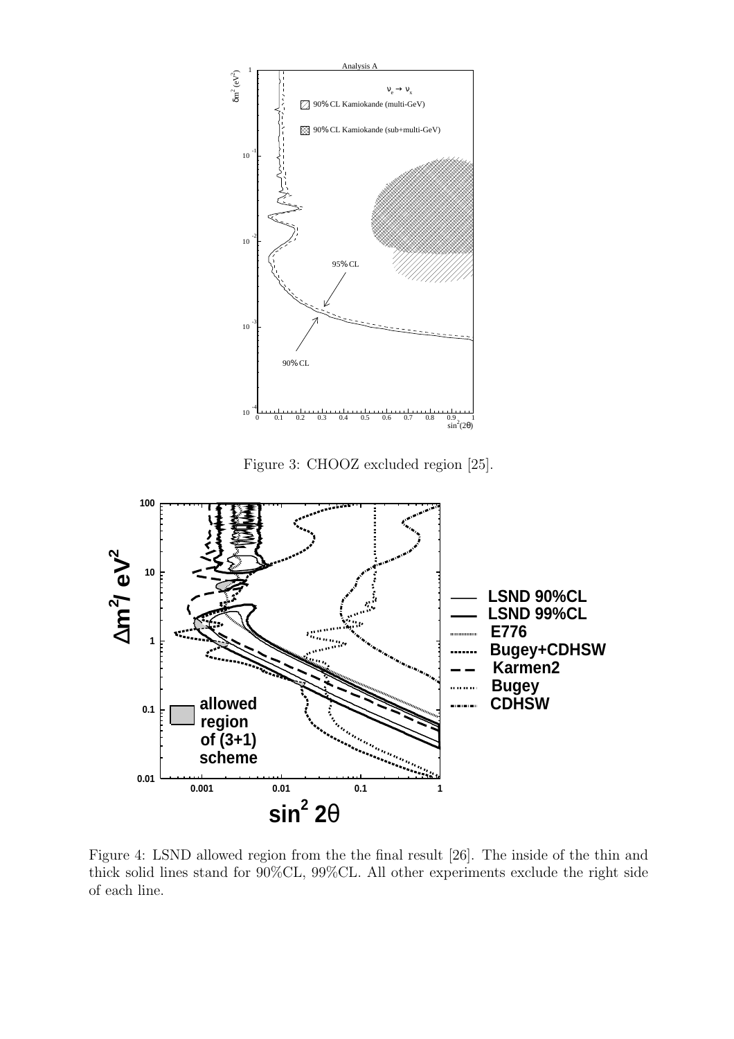Analysis A

$\delta m^2$ (eV$^2$)

$\nu_e \to \nu_x$

90% CL Kamiokande (multi-GeV)

90% CL Kamiokande (sub+multi-GeV)

95% CL

90% CL

1

$10^{-1}$

$10^{-2}$

$10^{-3}$

$10^{-4}$

0 0.1 0.2 0.3 0.4 0.5 0.6 0.7 0.8 0.9 1

$\sin^2(2\theta)$

Figure 3: CHOOZ excluded region [25].

$\Delta m^2$/ eV$^2$

100

10

1

0.1

0.01

0.001 0.01 0.1 1

$\sin^2 2\theta$

allowed region of (3+1) scheme

LSND 90%CL

LSND 99%CL

E776

Bugey+CDHSW

Karmen2

Bugey

CDHSW

Figure 4: LSND allowed region from the the final result [26]. The inside of the thin and thick solid lines stand for 90%CL, 99%CL. All other experiments exclude the right side of each line.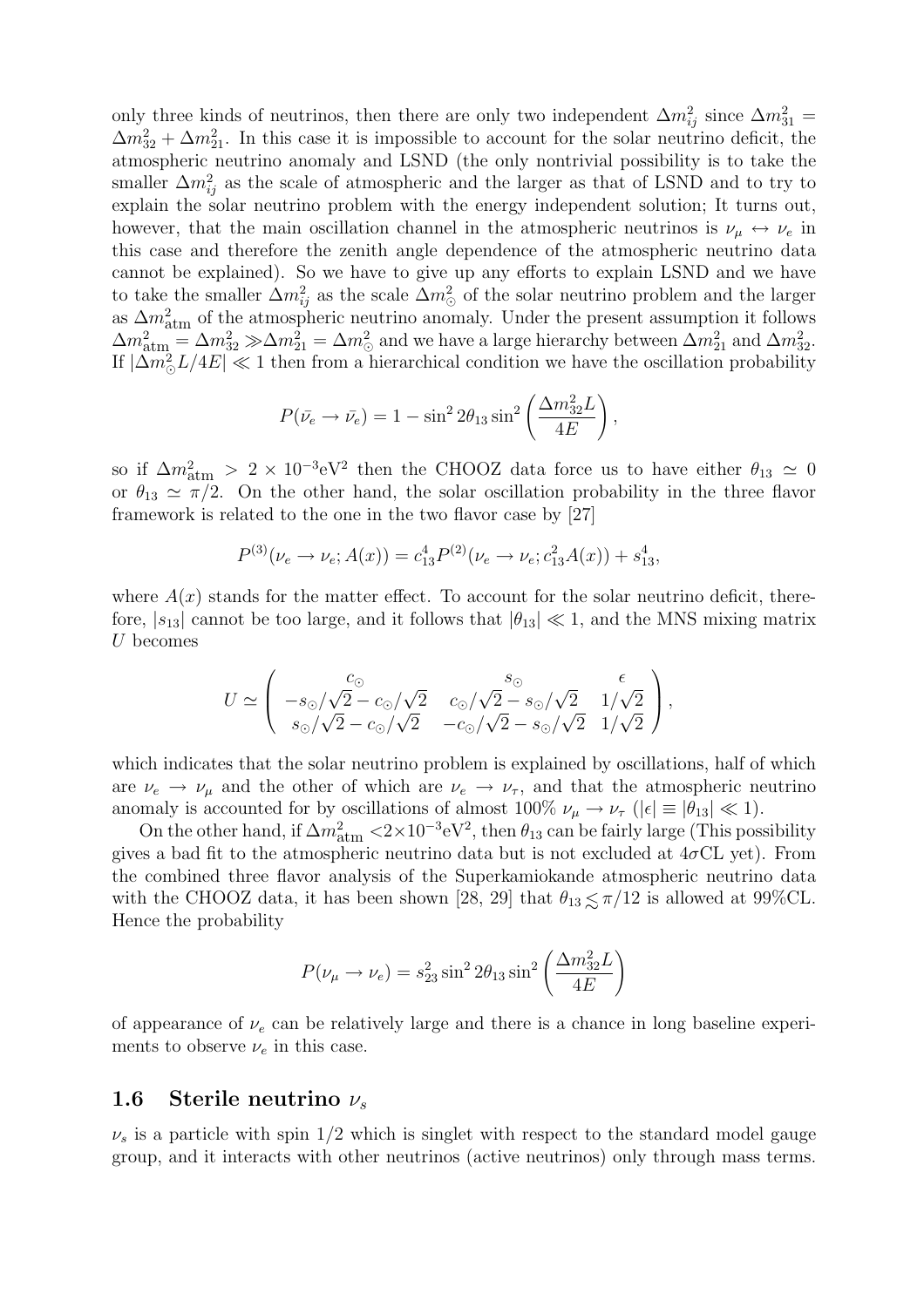only three kinds of neutrinos, then there are only two independent $\Delta m^2_{ij}$ since $\Delta m^2_{31} = \Delta m^2_{32} + \Delta m^2_{21}$. In this case it is impossible to account for the solar neutrino deficit, the atmospheric neutrino anomaly and LSND (the only nontrivial possibility is to take the smaller $\Delta m^2_{ij}$ as the scale of atmospheric and the larger as that of LSND and to try to explain the solar neutrino problem with the energy independent solution; It turns out, however, that the main oscillation channel in the atmospheric neutrinos is $\nu_\mu \leftrightarrow \nu_e$ in this case and therefore the zenith angle dependence of the atmospheric neutrino data cannot be explained). So we have to give up any efforts to explain LSND and we have to take the smaller $\Delta m^2_{ij}$ as the scale $\Delta m^2_\odot$ of the solar neutrino problem and the larger as $\Delta m^2_{\rm atm}$ of the atmospheric neutrino anomaly. Under the present assumption it follows $\Delta m^2_{\rm atm} = \Delta m^2_{32} \gg \Delta m^2_{21} = \Delta m^2_\odot$ and we have a large hierarchy between $\Delta m^2_{21}$ and $\Delta m^2_{32}$. If $|\Delta m^2_\odot L/4E| \ll 1$ then from a hierarchical condition we have the oscillation probability

$$P(\bar{\nu_e} \to \bar{\nu_e}) = 1 - \sin^2 2\theta_{13} \sin^2\left(\frac{\Delta m^2_{32} L}{4E}\right),$$

so if $\Delta m^2_{\rm atm} > 2 \times 10^{-3}{\rm eV}^2$ then the CHOOZ data force us to have either $\theta_{13} \simeq 0$ or $\theta_{13} \simeq \pi/2$. On the other hand, the solar oscillation probability in the three flavor framework is related to the one in the two flavor case by [27]

$$P^{(3)}(\nu_e \to \nu_e; A(x)) = c^4_{13} P^{(2)}(\nu_e \to \nu_e; c^2_{13} A(x)) + s^4_{13},$$

where $A(x)$ stands for the matter effect. To account for the solar neutrino deficit, therefore, $|s_{13}|$ cannot be too large, and it follows that $|\theta_{13}| \ll 1$, and the MNS mixing matrix $U$ becomes

$$U \simeq \left( \begin{array}{ccc} c_\odot & s_\odot & \epsilon \\ -s_\odot/\sqrt{2} - c_\odot/\sqrt{2} & c_\odot/\sqrt{2} - s_\odot/\sqrt{2} & 1/\sqrt{2} \\ s_\odot/\sqrt{2} - c_\odot/\sqrt{2} & -c_\odot/\sqrt{2} - s_\odot/\sqrt{2} & 1/\sqrt{2} \end{array} \right),$$

which indicates that the solar neutrino problem is explained by oscillations, half of which are $\nu_e \to \nu_\mu$ and the other of which are $\nu_e \to \nu_\tau$, and that the atmospheric neutrino anomaly is accounted for by oscillations of almost 100% $\nu_\mu \to \nu_\tau$ ($|\epsilon| \equiv |\theta_{13}| \ll 1$).

On the other hand, if $\Delta m^2_{\rm atm} < 2\times 10^{-3}{\rm eV}^2$, then $\theta_{13}$ can be fairly large (This possibility gives a bad fit to the atmospheric neutrino data but is not excluded at $4\sigma$CL yet). From the combined three flavor analysis of the Superkamiokande atmospheric neutrino data with the CHOOZ data, it has been shown [28, 29] that $\theta_{13} \lesssim \pi/12$ is allowed at 99%CL. Hence the probability

$$P(\nu_\mu \to \nu_e) = s^2_{23} \sin^2 2\theta_{13} \sin^2\left(\frac{\Delta m^2_{32} L}{4E}\right)$$

of appearance of $\nu_e$ can be relatively large and there is a chance in long baseline experiments to observe $\nu_e$ in this case.

### 1.6 Sterile neutrino $\nu_s$

$\nu_s$ is a particle with spin 1/2 which is singlet with respect to the standard model gauge group, and it interacts with other neutrinos (active neutrinos) only through mass terms.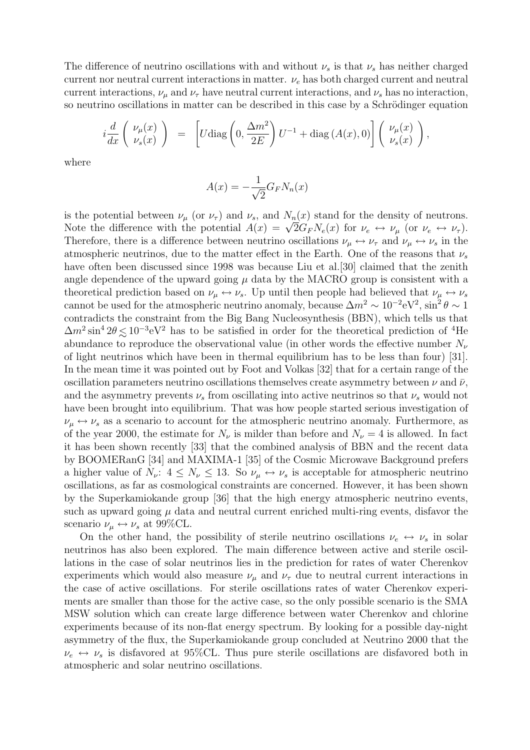The difference of neutrino oscillations with and without $\nu_s$ is that $\nu_s$ has neither charged current nor neutral current interactions in matter. $\nu_e$ has both charged current and neutral current interactions, $\nu_\mu$ and $\nu_\tau$ have neutral current interactions, and $\nu_s$ has no interaction, so neutrino oscillations in matter can be described in this case by a Schrödinger equation

$$i\frac{d}{dx}\left(\begin{array}{c}\nu_\mu(x)\\ \nu_s(x)\end{array}\right) = \left[U\mathrm{diag}\left(0, \frac{\Delta m^2}{2E}\right)U^{-1} + \mathrm{diag}\left(A(x), 0\right)\right]\left(\begin{array}{c}\nu_\mu(x)\\ \nu_s(x)\end{array}\right),$$

where

$$A(x) = -\frac{1}{\sqrt{2}}G_F N_n(x)$$

is the potential between $\nu_\mu$ (or $\nu_\tau$) and $\nu_s$, and $N_n(x)$ stand for the density of neutrons. Note the difference with the potential $A(x) = \sqrt{2}G_F N_e(x)$ for $\nu_e \leftrightarrow \nu_\mu$ (or $\nu_e \leftrightarrow \nu_\tau$). Therefore, there is a difference between neutrino oscillations $\nu_\mu \leftrightarrow \nu_\tau$ and $\nu_\mu \leftrightarrow \nu_s$ in the atmospheric neutrinos, due to the matter effect in the Earth. One of the reasons that $\nu_s$ have often been discussed since 1998 was because Liu et al.[30] claimed that the zenith angle dependence of the upward going $\mu$ data by the MACRO group is consistent with a theoretical prediction based on $\nu_\mu \leftrightarrow \nu_s$. Up until then people had believed that $\nu_\mu \leftrightarrow \nu_s$ cannot be used for the atmospheric neutrino anomaly, because $\Delta m^2 \sim 10^{-2}\mathrm{eV}^2$, $\sin^2\theta \sim 1$ contradicts the constraint from the Big Bang Nucleosynthesis (BBN), which tells us that $\Delta m^2 \sin^4 2\theta \lesssim 10^{-3}\mathrm{eV}^2$ has to be satisfied in order for the theoretical prediction of $^4$He abundance to reproduce the observational value (in other words the effective number $N_\nu$ of light neutrinos which have been in thermal equilibrium has to be less than four) [31]. In the mean time it was pointed out by Foot and Volkas [32] that for a certain range of the oscillation parameters neutrino oscillations themselves create asymmetry between $\nu$ and $\bar{\nu}$, and the asymmetry prevents $\nu_s$ from oscillating into active neutrinos so that $\nu_s$ would not have been brought into equilibrium. That was how people started serious investigation of $\nu_\mu \leftrightarrow \nu_s$ as a scenario to account for the atmospheric neutrino anomaly. Furthermore, as of the year 2000, the estimate for $N_\nu$ is milder than before and $N_\nu = 4$ is allowed. In fact it has been shown recently [33] that the combined analysis of BBN and the recent data by BOOMERanG [34] and MAXIMA-1 [35] of the Cosmic Microwave Background prefers a higher value of $N_\nu$: $4 \leq N_\nu \leq 13$. So $\nu_\mu \leftrightarrow \nu_s$ is acceptable for atmospheric neutrino oscillations, as far as cosmological constraints are concerned. However, it has been shown by the Superkamiokande group [36] that the high energy atmospheric neutrino events, such as upward going $\mu$ data and neutral current enriched multi-ring events, disfavor the scenario $\nu_\mu \leftrightarrow \nu_s$ at 99%CL.

On the other hand, the possibility of sterile neutrino oscillations $\nu_e \leftrightarrow \nu_s$ in solar neutrinos has also been explored. The main difference between active and sterile oscillations in the case of solar neutrinos lies in the prediction for rates of water Cherenkov experiments which would also measure $\nu_\mu$ and $\nu_\tau$ due to neutral current interactions in the case of active oscillations. For sterile oscillations rates of water Cherenkov experiments are smaller than those for the active case, so the only possible scenario is the SMA MSW solution which can create large difference between water Cherenkov and chlorine experiments because of its non-flat energy spectrum. By looking for a possible day-night asymmetry of the flux, the Superkamiokande group concluded at Neutrino 2000 that the $\nu_e \leftrightarrow \nu_s$ is disfavored at 95%CL. Thus pure sterile oscillations are disfavored both in atmospheric and solar neutrino oscillations.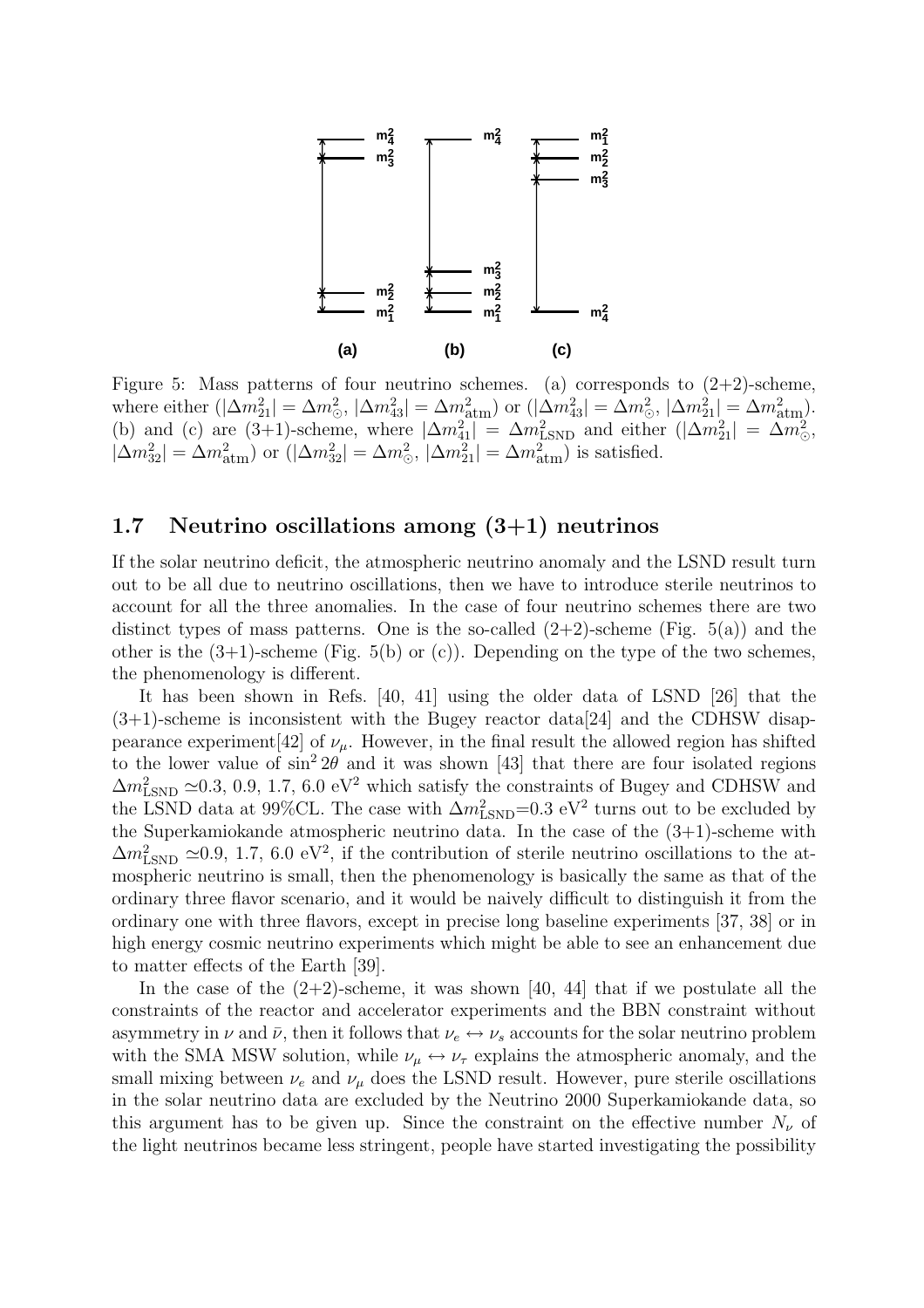$m_4^2$
$m_3^2$
$m_2^2$
$m_1^2$
(a)

$m_4^2$
$m_3^2$
$m_2^2$
$m_1^2$
(b)

$m_1^2$
$m_2^2$
$m_3^2$
$m_4^2$
(c)

Figure 5: Mass patterns of four neutrino schemes. (a) corresponds to (2+2)-scheme, where either ($|\Delta m^2_{21}| = \Delta m^2_\odot$, $|\Delta m^2_{43}| = \Delta m^2_{\rm atm}$) or ($|\Delta m^2_{43}| = \Delta m^2_\odot$, $|\Delta m^2_{21}| = \Delta m^2_{\rm atm}$). (b) and (c) are (3+1)-scheme, where $|\Delta m^2_{41}| = \Delta m^2_{\rm LSND}$ and either ($|\Delta m^2_{21}| = \Delta m^2_\odot$, $|\Delta m^2_{32}| = \Delta m^2_{\rm atm}$) or ($|\Delta m^2_{32}| = \Delta m^2_\odot$, $|\Delta m^2_{21}| = \Delta m^2_{\rm atm}$) is satisfied.

### 1.7 Neutrino oscillations among (3+1) neutrinos

If the solar neutrino deficit, the atmospheric neutrino anomaly and the LSND result turn out to be all due to neutrino oscillations, then we have to introduce sterile neutrinos to account for all the three anomalies. In the case of four neutrino schemes there are two distinct types of mass patterns. One is the so-called (2+2)-scheme (Fig. 5(a)) and the other is the (3+1)-scheme (Fig. 5(b) or (c)). Depending on the type of the two schemes, the phenomenology is different.

It has been shown in Refs. [40, 41] using the older data of LSND [26] that the (3+1)-scheme is inconsistent with the Bugey reactor data[24] and the CDHSW disappearance experiment[42] of $\nu_\mu$. However, in the final result the allowed region has shifted to the lower value of $\sin^2 2\theta$ and it was shown [43] that there are four isolated regions $\Delta m^2_{\rm LSND} \simeq$0.3, 0.9, 1.7, 6.0 eV$^2$ which satisfy the constraints of Bugey and CDHSW and the LSND data at 99%CL. The case with $\Delta m^2_{\rm LSND}$=0.3 eV$^2$ turns out to be excluded by the Superkamiokande atmospheric neutrino data. In the case of the (3+1)-scheme with $\Delta m^2_{\rm LSND} \simeq$0.9, 1.7, 6.0 eV$^2$, if the contribution of sterile neutrino oscillations to the atmospheric neutrino is small, then the phenomenology is basically the same as that of the ordinary three flavor scenario, and it would be naively difficult to distinguish it from the ordinary one with three flavors, except in precise long baseline experiments [37, 38] or in high energy cosmic neutrino experiments which might be able to see an enhancement due to matter effects of the Earth [39].

In the case of the (2+2)-scheme, it was shown [40, 44] that if we postulate all the constraints of the reactor and accelerator experiments and the BBN constraint without asymmetry in $\nu$ and $\bar{\nu}$, then it follows that $\nu_e \leftrightarrow \nu_s$ accounts for the solar neutrino problem with the SMA MSW solution, while $\nu_\mu \leftrightarrow \nu_\tau$ explains the atmospheric anomaly, and the small mixing between $\nu_e$ and $\nu_\mu$ does the LSND result. However, pure sterile oscillations in the solar neutrino data are excluded by the Neutrino 2000 Superkamiokande data, so this argument has to be given up. Since the constraint on the effective number $N_\nu$ of the light neutrinos became less stringent, people have started investigating the possibility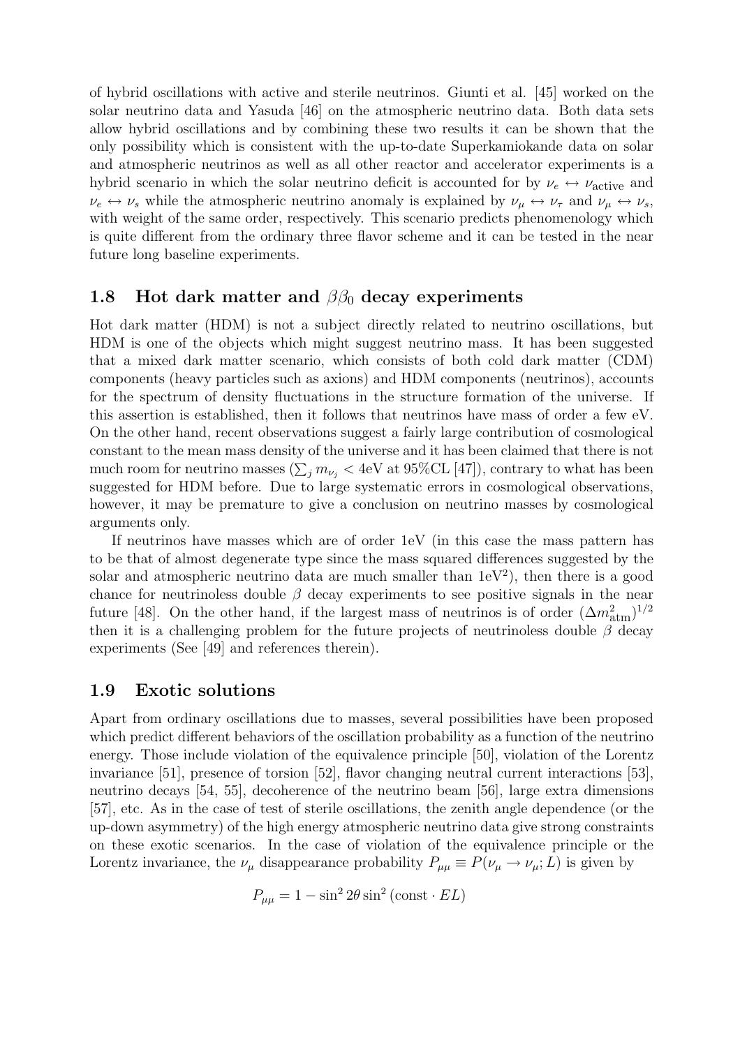of hybrid oscillations with active and sterile neutrinos. Giunti et al. [45] worked on the solar neutrino data and Yasuda [46] on the atmospheric neutrino data. Both data sets allow hybrid oscillations and by combining these two results it can be shown that the only possibility which is consistent with the up-to-date Superkamiokande data on solar and atmospheric neutrinos as well as all other reactor and accelerator experiments is a hybrid scenario in which the solar neutrino deficit is accounted for by $\nu_e \leftrightarrow \nu_{\rm active}$ and $\nu_e \leftrightarrow \nu_s$ while the atmospheric neutrino anomaly is explained by $\nu_\mu \leftrightarrow \nu_\tau$ and $\nu_\mu \leftrightarrow \nu_s$, with weight of the same order, respectively. This scenario predicts phenomenology which is quite different from the ordinary three flavor scheme and it can be tested in the near future long baseline experiments.

## 1.8 Hot dark matter and $\beta\beta_0$ decay experiments

Hot dark matter (HDM) is not a subject directly related to neutrino oscillations, but HDM is one of the objects which might suggest neutrino mass. It has been suggested that a mixed dark matter scenario, which consists of both cold dark matter (CDM) components (heavy particles such as axions) and HDM components (neutrinos), accounts for the spectrum of density fluctuations in the structure formation of the universe. If this assertion is established, then it follows that neutrinos have mass of order a few eV. On the other hand, recent observations suggest a fairly large contribution of cosmological constant to the mean mass density of the universe and it has been claimed that there is not much room for neutrino masses ($\sum_j m_{\nu_j} < 4$eV at 95%CL [47]), contrary to what has been suggested for HDM before. Due to large systematic errors in cosmological observations, however, it may be premature to give a conclusion on neutrino masses by cosmological arguments only.

If neutrinos have masses which are of order 1eV (in this case the mass pattern has to be that of almost degenerate type since the mass squared differences suggested by the solar and atmospheric neutrino data are much smaller than 1eV$^2$), then there is a good chance for neutrinoless double $\beta$ decay experiments to see positive signals in the near future [48]. On the other hand, if the largest mass of neutrinos is of order $(\Delta m^2_{\rm atm})^{1/2}$ then it is a challenging problem for the future projects of neutrinoless double $\beta$ decay experiments (See [49] and references therein).

## 1.9 Exotic solutions

Apart from ordinary oscillations due to masses, several possibilities have been proposed which predict different behaviors of the oscillation probability as a function of the neutrino energy. Those include violation of the equivalence principle [50], violation of the Lorentz invariance [51], presence of torsion [52], flavor changing neutral current interactions [53], neutrino decays [54, 55], decoherence of the neutrino beam [56], large extra dimensions [57], etc. As in the case of test of sterile oscillations, the zenith angle dependence (or the up-down asymmetry) of the high energy atmospheric neutrino data give strong constraints on these exotic scenarios. In the case of violation of the equivalence principle or the Lorentz invariance, the $\nu_\mu$ disappearance probability $P_{\mu\mu} \equiv P(\nu_\mu \to \nu_\mu; L)$ is given by

$$P_{\mu\mu} = 1 - \sin^2 2\theta \sin^2 ({\rm const} \cdot EL)$$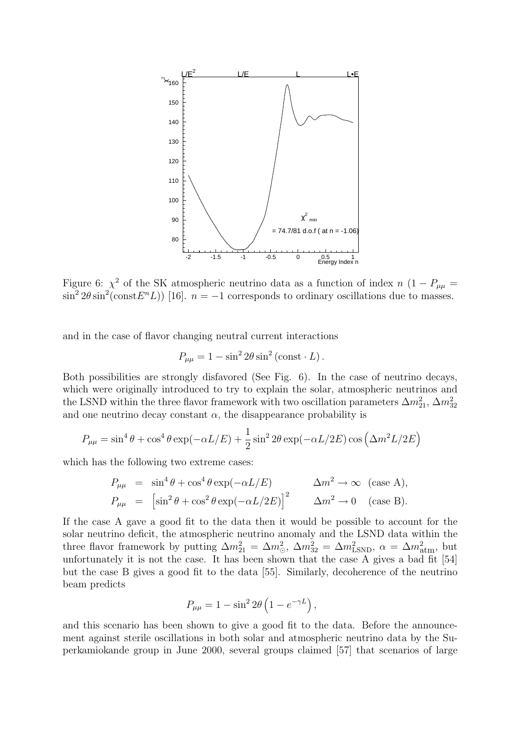Figure 6: $\chi^2$ of the SK atmospheric neutrino data as a function of index $n$ ($1 - P_{\mu\mu} = \sin^2 2\theta \sin^2(\text{const}E^n L)$) [16]. $n = -1$ corresponds to ordinary oscillations due to masses.

and in the case of flavor changing neutral current interactions

$$P_{\mu\mu} = 1 - \sin^2 2\theta \sin^2 (\text{const} \cdot L) \, .$$

Both possibilities are strongly disfavored (See Fig. 6). In the case of neutrino decays, which were originally introduced to try to explain the solar, atmospheric neutrinos and the LSND within the three flavor framework with two oscillation parameters $\Delta m^2_{21}$, $\Delta m^2_{32}$ and one neutrino decay constant $\alpha$, the disappearance probability is

$$P_{\mu\mu} = \sin^4\theta + \cos^4\theta \exp(-\alpha L/E) + \frac{1}{2}\sin^2 2\theta \exp(-\alpha L/2E) \cos\left(\Delta m^2 L/2E\right)$$

which has the following two extreme cases:

$$\begin{aligned} P_{\mu\mu} &= \sin^4\theta + \cos^4\theta \exp(-\alpha L/E) \qquad \Delta m^2 \to \infty \ \ \text{(case A)}, \\ P_{\mu\mu} &= \left[\sin^2\theta + \cos^2\theta \exp(-\alpha L/2E)\right]^2 \qquad \Delta m^2 \to 0 \ \ \text{(case B)}. \end{aligned}$$

If the case A gave a good fit to the data then it would be possible to account for the solar neutrino deficit, the atmospheric neutrino anomaly and the LSND data within the three flavor framework by putting $\Delta m^2_{21} = \Delta m^2_{\odot}$, $\Delta m^2_{32} = \Delta m^2_{\text{LSND}}$, $\alpha = \Delta m^2_{\text{atm}}$, but unfortunately it is not the case. It has been shown that the case A gives a bad fit [54] but the case B gives a good fit to the data [55]. Similarly, decoherence of the neutrino beam predicts

$$P_{\mu\mu} = 1 - \sin^2 2\theta \left(1 - e^{-\gamma L}\right),$$

and this scenario has been shown to give a good fit to the data. Before the announcement against sterile oscillations in both solar and atmospheric neutrino data by the Superkamiokande group in June 2000, several groups claimed [57] that scenarios of large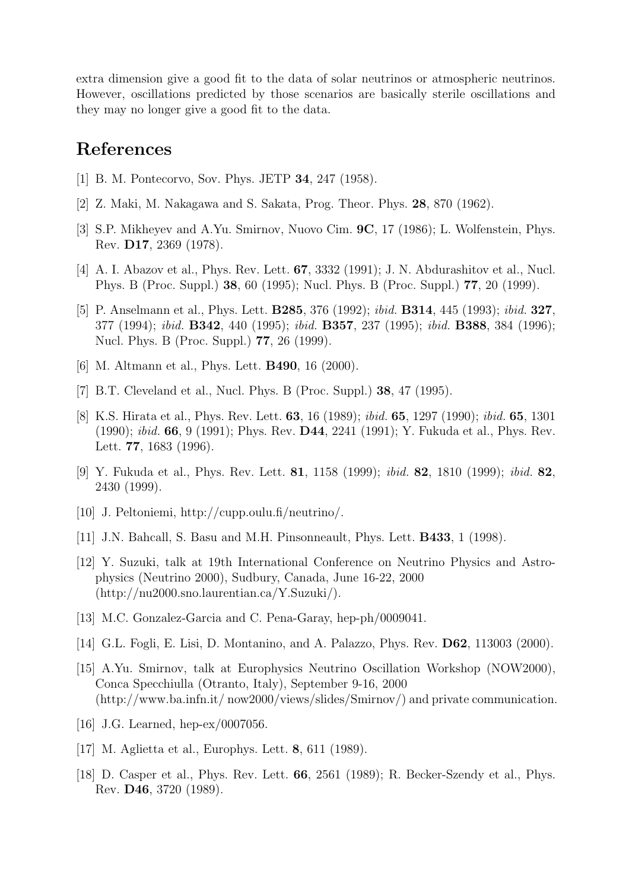extra dimension give a good fit to the data of solar neutrinos or atmospheric neutrinos. However, oscillations predicted by those scenarios are basically sterile oscillations and they may no longer give a good fit to the data.

# References

[1] B. M. Pontecorvo, Sov. Phys. JETP **34**, 247 (1958).

[2] Z. Maki, M. Nakagawa and S. Sakata, Prog. Theor. Phys. **28**, 870 (1962).

[3] S.P. Mikheyev and A.Yu. Smirnov, Nuovo Cim. **9C**, 17 (1986); L. Wolfenstein, Phys. Rev. **D17**, 2369 (1978).

[4] A. I. Abazov et al., Phys. Rev. Lett. **67**, 3332 (1991); J. N. Abdurashitov et al., Nucl. Phys. B (Proc. Suppl.) **38**, 60 (1995); Nucl. Phys. B (Proc. Suppl.) **77**, 20 (1999).

[5] P. Anselmann et al., Phys. Lett. **B285**, 376 (1992); *ibid.* **B314**, 445 (1993); *ibid.* **327**, 377 (1994); *ibid.* **B342**, 440 (1995); *ibid.* **B357**, 237 (1995); *ibid.* **B388**, 384 (1996); Nucl. Phys. B (Proc. Suppl.) **77**, 26 (1999).

[6] M. Altmann et al., Phys. Lett. **B490**, 16 (2000).

[7] B.T. Cleveland et al., Nucl. Phys. B (Proc. Suppl.) **38**, 47 (1995).

[8] K.S. Hirata et al., Phys. Rev. Lett. **63**, 16 (1989); *ibid.* **65**, 1297 (1990); *ibid.* **65**, 1301 (1990); *ibid.* **66**, 9 (1991); Phys. Rev. **D44**, 2241 (1991); Y. Fukuda et al., Phys. Rev. Lett. **77**, 1683 (1996).

[9] Y. Fukuda et al., Phys. Rev. Lett. **81**, 1158 (1999); *ibid.* **82**, 1810 (1999); *ibid.* **82**, 2430 (1999).

[10] J. Peltoniemi, http://cupp.oulu.fi/neutrino/.

[11] J.N. Bahcall, S. Basu and M.H. Pinsonneault, Phys. Lett. **B433**, 1 (1998).

[12] Y. Suzuki, talk at 19th International Conference on Neutrino Physics and Astrophysics (Neutrino 2000), Sudbury, Canada, June 16-22, 2000 (http://nu2000.sno.laurentian.ca/Y.Suzuki/).

[13] M.C. Gonzalez-Garcia and C. Pena-Garay, hep-ph/0009041.

[14] G.L. Fogli, E. Lisi, D. Montanino, and A. Palazzo, Phys. Rev. **D62**, 113003 (2000).

[15] A.Yu. Smirnov, talk at Europhysics Neutrino Oscillation Workshop (NOW2000), Conca Specchiulla (Otranto, Italy), September 9-16, 2000 (http://www.ba.infn.it/ now2000/views/slides/Smirnov/) and private communication.

[16] J.G. Learned, hep-ex/0007056.

[17] M. Aglietta et al., Europhys. Lett. **8**, 611 (1989).

[18] D. Casper et al., Phys. Rev. Lett. **66**, 2561 (1989); R. Becker-Szendy et al., Phys. Rev. **D46**, 3720 (1989).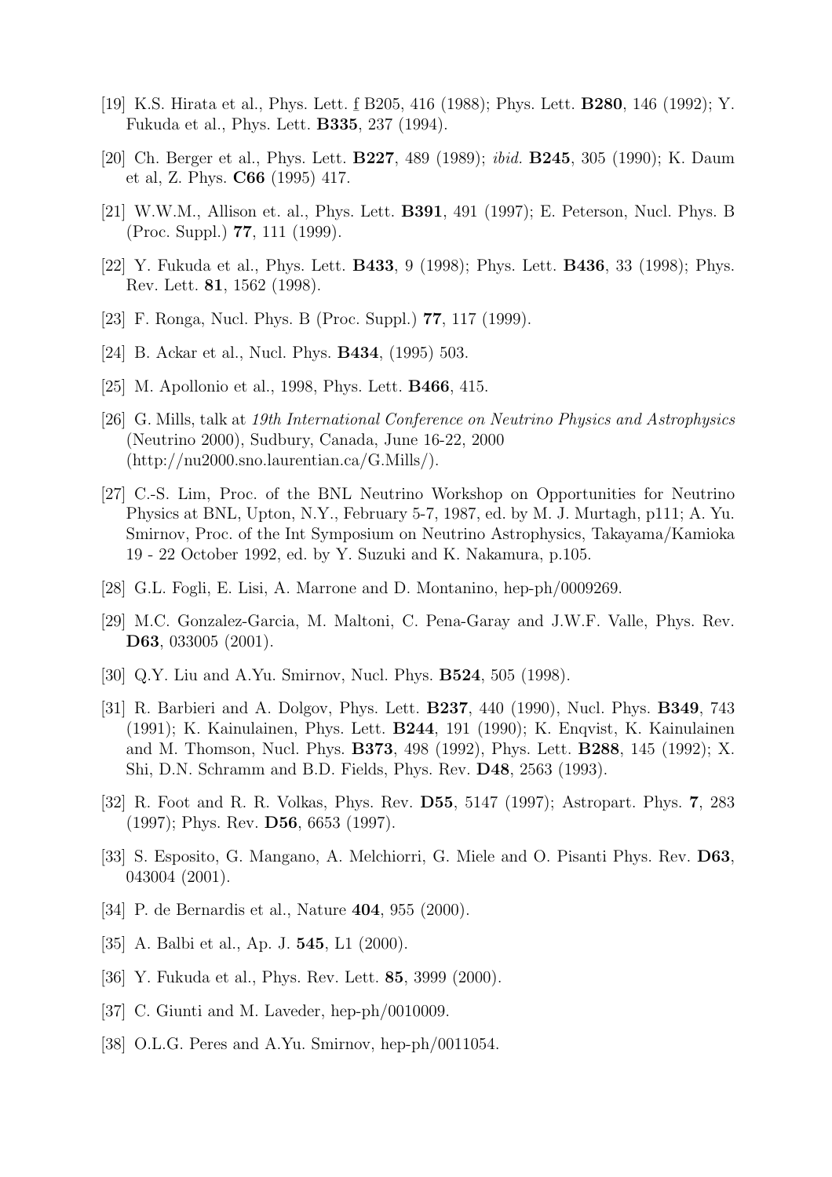[19] K.S. Hirata et al., Phys. Lett. f B205, 416 (1988); Phys. Lett. **B280**, 146 (1992); Y. Fukuda et al., Phys. Lett. **B335**, 237 (1994).

[20] Ch. Berger et al., Phys. Lett. **B227**, 489 (1989); *ibid.* **B245**, 305 (1990); K. Daum et al, Z. Phys. **C66** (1995) 417.

[21] W.W.M., Allison et. al., Phys. Lett. **B391**, 491 (1997); E. Peterson, Nucl. Phys. B (Proc. Suppl.) **77**, 111 (1999).

[22] Y. Fukuda et al., Phys. Lett. **B433**, 9 (1998); Phys. Lett. **B436**, 33 (1998); Phys. Rev. Lett. **81**, 1562 (1998).

[23] F. Ronga, Nucl. Phys. B (Proc. Suppl.) **77**, 117 (1999).

[24] B. Ackar et al., Nucl. Phys. **B434**, (1995) 503.

[25] M. Apollonio et al., 1998, Phys. Lett. **B466**, 415.

[26] G. Mills, talk at *19th International Conference on Neutrino Physics and Astrophysics* (Neutrino 2000), Sudbury, Canada, June 16-22, 2000 (http://nu2000.sno.laurentian.ca/G.Mills/).

[27] C.-S. Lim, Proc. of the BNL Neutrino Workshop on Opportunities for Neutrino Physics at BNL, Upton, N.Y., February 5-7, 1987, ed. by M. J. Murtagh, p111; A. Yu. Smirnov, Proc. of the Int Symposium on Neutrino Astrophysics, Takayama/Kamioka 19 - 22 October 1992, ed. by Y. Suzuki and K. Nakamura, p.105.

[28] G.L. Fogli, E. Lisi, A. Marrone and D. Montanino, hep-ph/0009269.

[29] M.C. Gonzalez-Garcia, M. Maltoni, C. Pena-Garay and J.W.F. Valle, Phys. Rev. **D63**, 033005 (2001).

[30] Q.Y. Liu and A.Yu. Smirnov, Nucl. Phys. **B524**, 505 (1998).

[31] R. Barbieri and A. Dolgov, Phys. Lett. **B237**, 440 (1990), Nucl. Phys. **B349**, 743 (1991); K. Kainulainen, Phys. Lett. **B244**, 191 (1990); K. Enqvist, K. Kainulainen and M. Thomson, Nucl. Phys. **B373**, 498 (1992), Phys. Lett. **B288**, 145 (1992); X. Shi, D.N. Schramm and B.D. Fields, Phys. Rev. **D48**, 2563 (1993).

[32] R. Foot and R. R. Volkas, Phys. Rev. **D55**, 5147 (1997); Astropart. Phys. **7**, 283 (1997); Phys. Rev. **D56**, 6653 (1997).

[33] S. Esposito, G. Mangano, A. Melchiorri, G. Miele and O. Pisanti Phys. Rev. **D63**, 043004 (2001).

[34] P. de Bernardis et al., Nature **404**, 955 (2000).

[35] A. Balbi et al., Ap. J. **545**, L1 (2000).

[36] Y. Fukuda et al., Phys. Rev. Lett. **85**, 3999 (2000).

[37] C. Giunti and M. Laveder, hep-ph/0010009.

[38] O.L.G. Peres and A.Yu. Smirnov, hep-ph/0011054.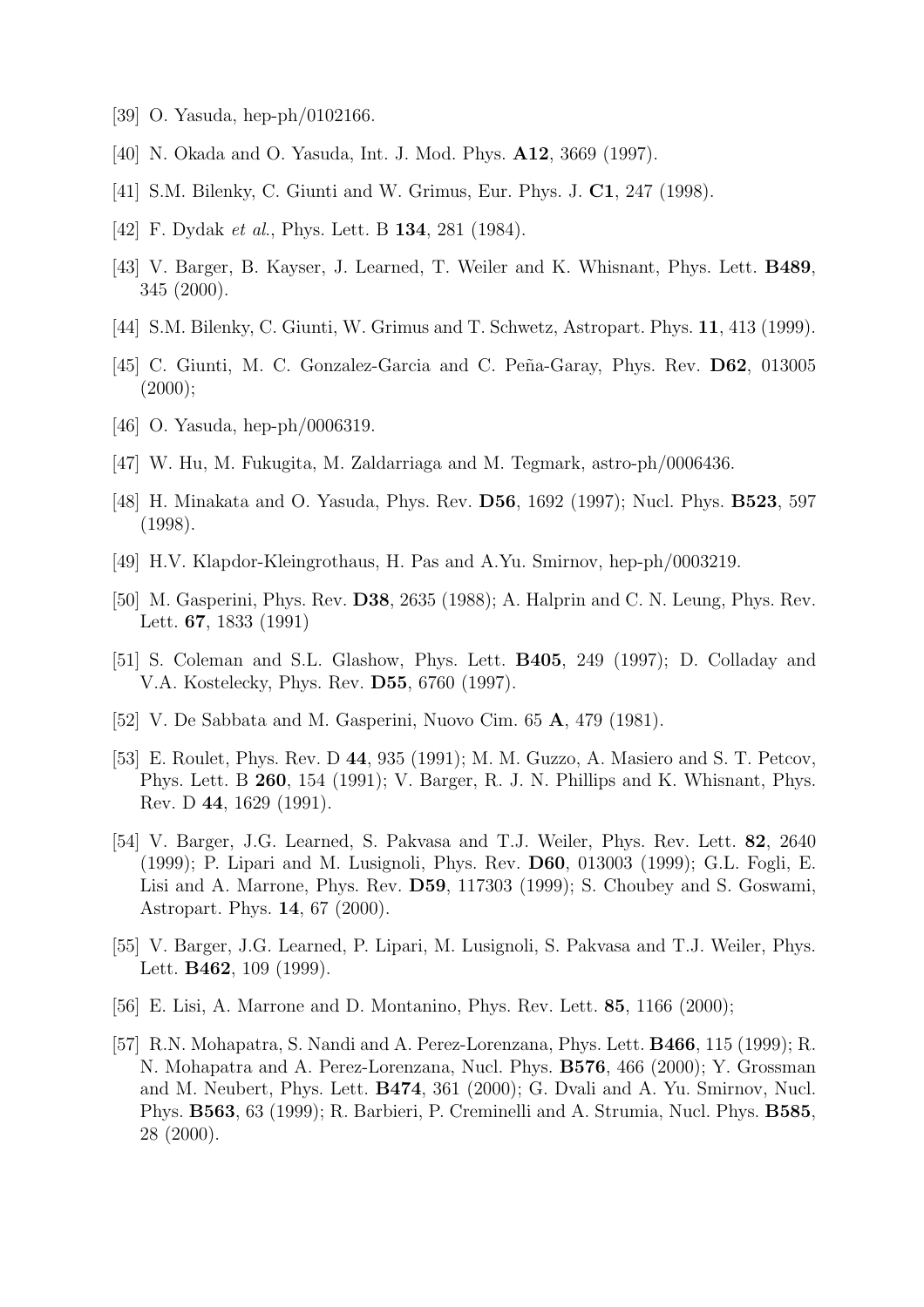[39] O. Yasuda, hep-ph/0102166.

[40] N. Okada and O. Yasuda, Int. J. Mod. Phys. **A12**, 3669 (1997).

[41] S.M. Bilenky, C. Giunti and W. Grimus, Eur. Phys. J. **C1**, 247 (1998).

[42] F. Dydak *et al.*, Phys. Lett. B **134**, 281 (1984).

[43] V. Barger, B. Kayser, J. Learned, T. Weiler and K. Whisnant, Phys. Lett. **B489**, 345 (2000).

[44] S.M. Bilenky, C. Giunti, W. Grimus and T. Schwetz, Astropart. Phys. **11**, 413 (1999).

[45] C. Giunti, M. C. Gonzalez-Garcia and C. Peña-Garay, Phys. Rev. **D62**, 013005 (2000);

[46] O. Yasuda, hep-ph/0006319.

[47] W. Hu, M. Fukugita, M. Zaldarriaga and M. Tegmark, astro-ph/0006436.

[48] H. Minakata and O. Yasuda, Phys. Rev. **D56**, 1692 (1997); Nucl. Phys. **B523**, 597 (1998).

[49] H.V. Klapdor-Kleingrothaus, H. Pas and A.Yu. Smirnov, hep-ph/0003219.

[50] M. Gasperini, Phys. Rev. **D38**, 2635 (1988); A. Halprin and C. N. Leung, Phys. Rev. Lett. **67**, 1833 (1991)

[51] S. Coleman and S.L. Glashow, Phys. Lett. **B405**, 249 (1997); D. Colladay and V.A. Kostelecky, Phys. Rev. **D55**, 6760 (1997).

[52] V. De Sabbata and M. Gasperini, Nuovo Cim. 65 **A**, 479 (1981).

[53] E. Roulet, Phys. Rev. D **44**, 935 (1991); M. M. Guzzo, A. Masiero and S. T. Petcov, Phys. Lett. B **260**, 154 (1991); V. Barger, R. J. N. Phillips and K. Whisnant, Phys. Rev. D **44**, 1629 (1991).

[54] V. Barger, J.G. Learned, S. Pakvasa and T.J. Weiler, Phys. Rev. Lett. **82**, 2640 (1999); P. Lipari and M. Lusignoli, Phys. Rev. **D60**, 013003 (1999); G.L. Fogli, E. Lisi and A. Marrone, Phys. Rev. **D59**, 117303 (1999); S. Choubey and S. Goswami, Astropart. Phys. **14**, 67 (2000).

[55] V. Barger, J.G. Learned, P. Lipari, M. Lusignoli, S. Pakvasa and T.J. Weiler, Phys. Lett. **B462**, 109 (1999).

[56] E. Lisi, A. Marrone and D. Montanino, Phys. Rev. Lett. **85**, 1166 (2000);

[57] R.N. Mohapatra, S. Nandi and A. Perez-Lorenzana, Phys. Lett. **B466**, 115 (1999); R. N. Mohapatra and A. Perez-Lorenzana, Nucl. Phys. **B576**, 466 (2000); Y. Grossman and M. Neubert, Phys. Lett. **B474**, 361 (2000); G. Dvali and A. Yu. Smirnov, Nucl. Phys. **B563**, 63 (1999); R. Barbieri, P. Creminelli and A. Strumia, Nucl. Phys. **B585**, 28 (2000).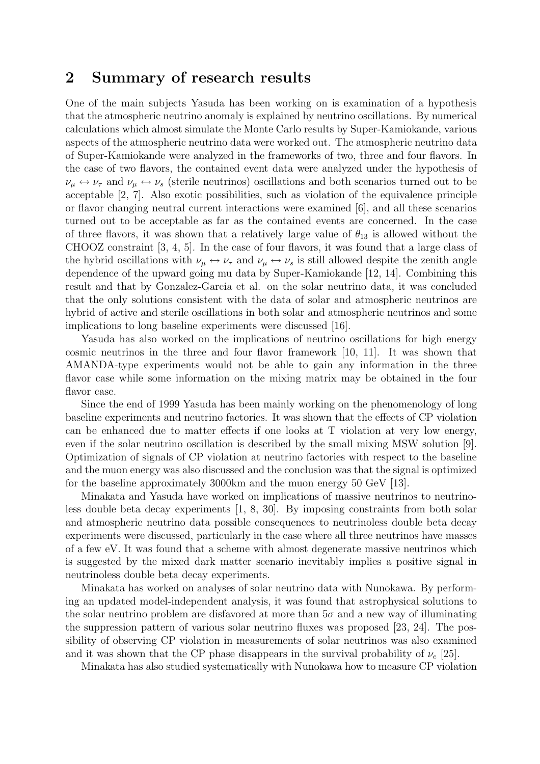## 2 Summary of research results

One of the main subjects Yasuda has been working on is examination of a hypothesis that the atmospheric neutrino anomaly is explained by neutrino oscillations. By numerical calculations which almost simulate the Monte Carlo results by Super-Kamiokande, various aspects of the atmospheric neutrino data were worked out. The atmospheric neutrino data of Super-Kamiokande were analyzed in the frameworks of two, three and four flavors. In the case of two flavors, the contained event data were analyzed under the hypothesis of $\nu_\mu \leftrightarrow \nu_\tau$ and $\nu_\mu \leftrightarrow \nu_s$ (sterile neutrinos) oscillations and both scenarios turned out to be acceptable [2, 7]. Also exotic possibilities, such as violation of the equivalence principle or flavor changing neutral current interactions were examined [6], and all these scenarios turned out to be acceptable as far as the contained events are concerned. In the case of three flavors, it was shown that a relatively large value of $\theta_{13}$ is allowed without the CHOOZ constraint [3, 4, 5]. In the case of four flavors, it was found that a large class of the hybrid oscillations with $\nu_\mu \leftrightarrow \nu_\tau$ and $\nu_\mu \leftrightarrow \nu_s$ is still allowed despite the zenith angle dependence of the upward going mu data by Super-Kamiokande [12, 14]. Combining this result and that by Gonzalez-Garcia et al. on the solar neutrino data, it was concluded that the only solutions consistent with the data of solar and atmospheric neutrinos are hybrid of active and sterile oscillations in both solar and atmospheric neutrinos and some implications to long baseline experiments were discussed [16].

Yasuda has also worked on the implications of neutrino oscillations for high energy cosmic neutrinos in the three and four flavor framework [10, 11]. It was shown that AMANDA-type experiments would not be able to gain any information in the three flavor case while some information on the mixing matrix may be obtained in the four flavor case.

Since the end of 1999 Yasuda has been mainly working on the phenomenology of long baseline experiments and neutrino factories. It was shown that the effects of CP violation can be enhanced due to matter effects if one looks at T violation at very low energy, even if the solar neutrino oscillation is described by the small mixing MSW solution [9]. Optimization of signals of CP violation at neutrino factories with respect to the baseline and the muon energy was also discussed and the conclusion was that the signal is optimized for the baseline approximately 3000km and the muon energy 50 GeV [13].

Minakata and Yasuda have worked on implications of massive neutrinos to neutrinoless double beta decay experiments [1, 8, 30]. By imposing constraints from both solar and atmospheric neutrino data possible consequences to neutrinoless double beta decay experiments were discussed, particularly in the case where all three neutrinos have masses of a few eV. It was found that a scheme with almost degenerate massive neutrinos which is suggested by the mixed dark matter scenario inevitably implies a positive signal in neutrinoless double beta decay experiments.

Minakata has worked on analyses of solar neutrino data with Nunokawa. By performing an updated model-independent analysis, it was found that astrophysical solutions to the solar neutrino problem are disfavored at more than $5\sigma$ and a new way of illuminating the suppression pattern of various solar neutrino fluxes was proposed [23, 24]. The possibility of observing CP violation in measurements of solar neutrinos was also examined and it was shown that the CP phase disappears in the survival probability of $\nu_e$ [25].

Minakata has also studied systematically with Nunokawa how to measure CP violation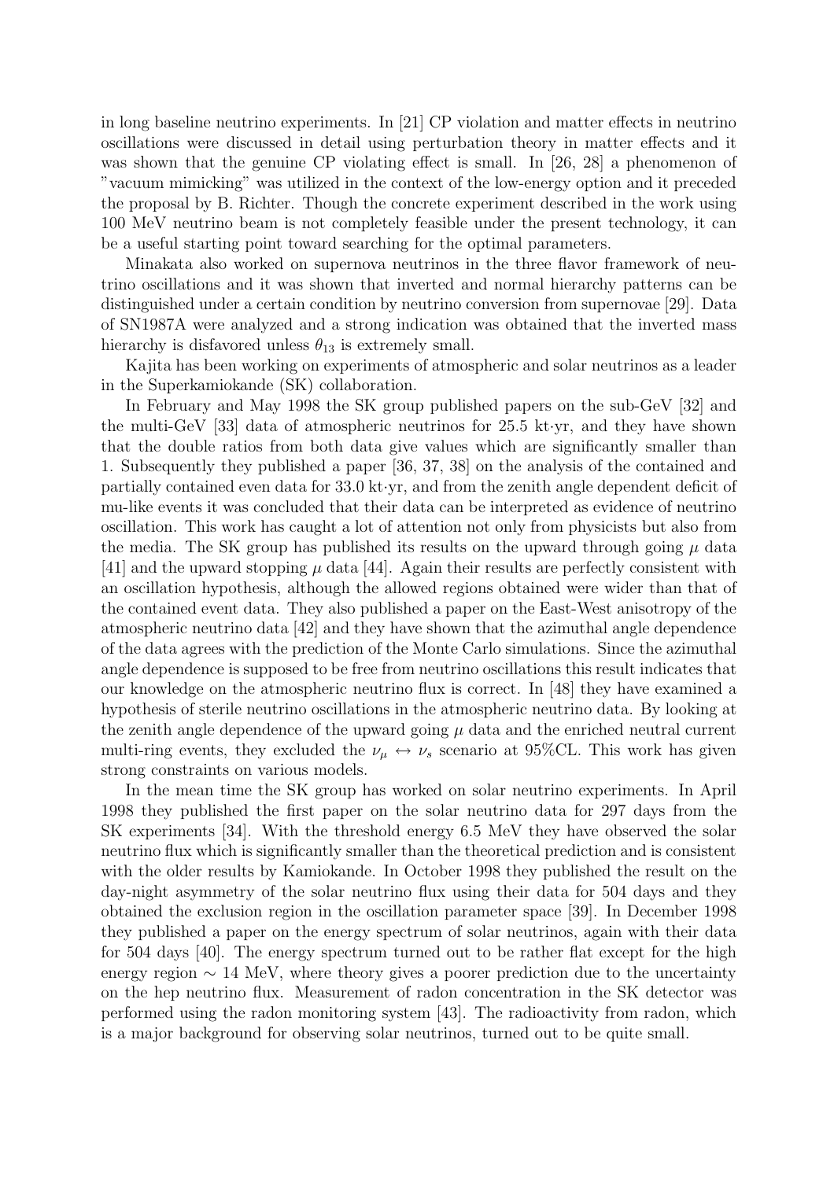in long baseline neutrino experiments. In [21] CP violation and matter effects in neutrino oscillations were discussed in detail using perturbation theory in matter effects and it was shown that the genuine CP violating effect is small. In [26, 28] a phenomenon of "vacuum mimicking" was utilized in the context of the low-energy option and it preceded the proposal by B. Richter. Though the concrete experiment described in the work using 100 MeV neutrino beam is not completely feasible under the present technology, it can be a useful starting point toward searching for the optimal parameters.

Minakata also worked on supernova neutrinos in the three flavor framework of neutrino oscillations and it was shown that inverted and normal hierarchy patterns can be distinguished under a certain condition by neutrino conversion from supernovae [29]. Data of SN1987A were analyzed and a strong indication was obtained that the inverted mass hierarchy is disfavored unless $\theta_{13}$ is extremely small.

Kajita has been working on experiments of atmospheric and solar neutrinos as a leader in the Superkamiokande (SK) collaboration.

In February and May 1998 the SK group published papers on the sub-GeV [32] and the multi-GeV [33] data of atmospheric neutrinos for 25.5 kt·yr, and they have shown that the double ratios from both data give values which are significantly smaller than 1. Subsequently they published a paper [36, 37, 38] on the analysis of the contained and partially contained even data for 33.0 kt·yr, and from the zenith angle dependent deficit of mu-like events it was concluded that their data can be interpreted as evidence of neutrino oscillation. This work has caught a lot of attention not only from physicists but also from the media. The SK group has published its results on the upward through going $\mu$ data [41] and the upward stopping $\mu$ data [44]. Again their results are perfectly consistent with an oscillation hypothesis, although the allowed regions obtained were wider than that of the contained event data. They also published a paper on the East-West anisotropy of the atmospheric neutrino data [42] and they have shown that the azimuthal angle dependence of the data agrees with the prediction of the Monte Carlo simulations. Since the azimuthal angle dependence is supposed to be free from neutrino oscillations this result indicates that our knowledge on the atmospheric neutrino flux is correct. In [48] they have examined a hypothesis of sterile neutrino oscillations in the atmospheric neutrino data. By looking at the zenith angle dependence of the upward going $\mu$ data and the enriched neutral current multi-ring events, they excluded the $\nu_\mu \leftrightarrow \nu_s$ scenario at 95%CL. This work has given strong constraints on various models.

In the mean time the SK group has worked on solar neutrino experiments. In April 1998 they published the first paper on the solar neutrino data for 297 days from the SK experiments [34]. With the threshold energy 6.5 MeV they have observed the solar neutrino flux which is significantly smaller than the theoretical prediction and is consistent with the older results by Kamiokande. In October 1998 they published the result on the day-night asymmetry of the solar neutrino flux using their data for 504 days and they obtained the exclusion region in the oscillation parameter space [39]. In December 1998 they published a paper on the energy spectrum of solar neutrinos, again with their data for 504 days [40]. The energy spectrum turned out to be rather flat except for the high energy region $\sim$ 14 MeV, where theory gives a poorer prediction due to the uncertainty on the hep neutrino flux. Measurement of radon concentration in the SK detector was performed using the radon monitoring system [43]. The radioactivity from radon, which is a major background for observing solar neutrinos, turned out to be quite small.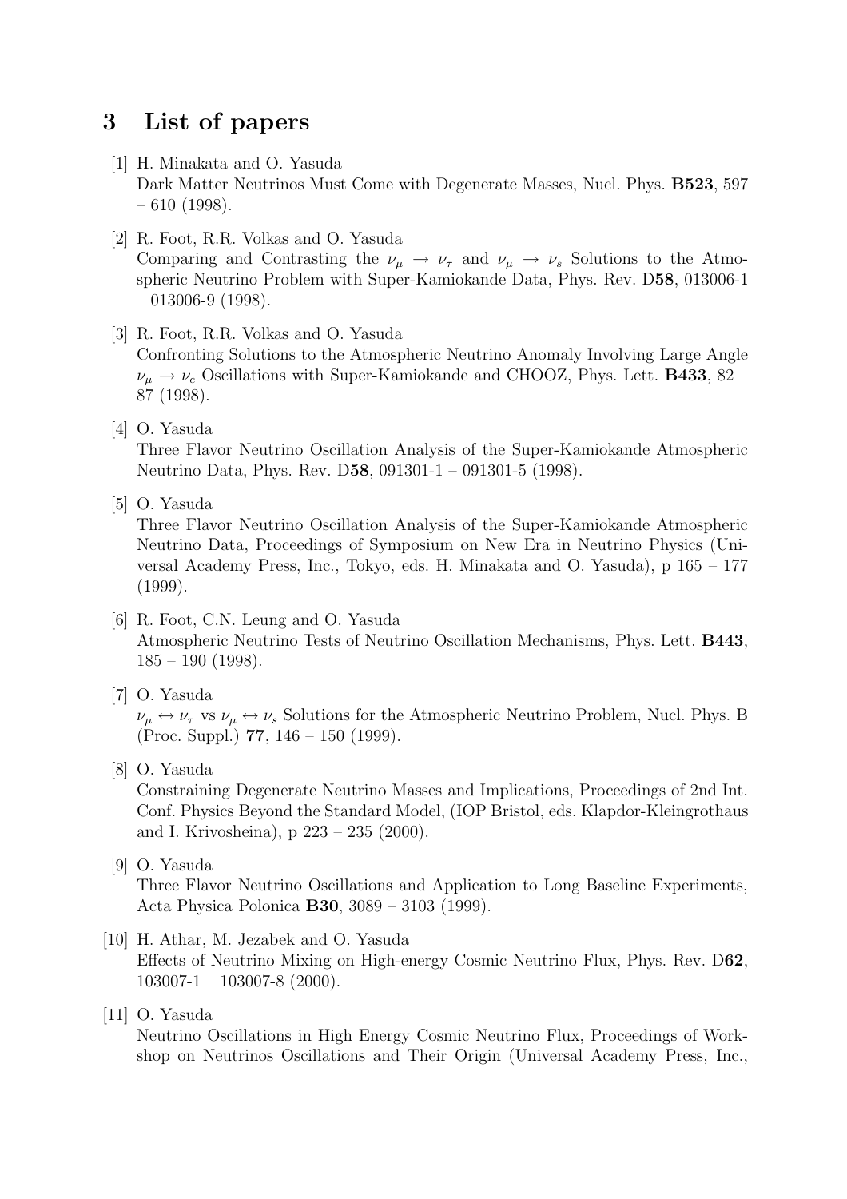## 3 List of papers

[1] H. Minakata and O. Yasuda
Dark Matter Neutrinos Must Come with Degenerate Masses, Nucl. Phys. **B523**, 597 – 610 (1998).

[2] R. Foot, R.R. Volkas and O. Yasuda
Comparing and Contrasting the $\nu_\mu \to \nu_\tau$ and $\nu_\mu \to \nu_s$ Solutions to the Atmospheric Neutrino Problem with Super-Kamiokande Data, Phys. Rev. D**58**, 013006-1 – 013006-9 (1998).

[3] R. Foot, R.R. Volkas and O. Yasuda
Confronting Solutions to the Atmospheric Neutrino Anomaly Involving Large Angle $\nu_\mu \to \nu_e$ Oscillations with Super-Kamiokande and CHOOZ, Phys. Lett. **B433**, 82 – 87 (1998).

[4] O. Yasuda
Three Flavor Neutrino Oscillation Analysis of the Super-Kamiokande Atmospheric Neutrino Data, Phys. Rev. D**58**, 091301-1 – 091301-5 (1998).

[5] O. Yasuda
Three Flavor Neutrino Oscillation Analysis of the Super-Kamiokande Atmospheric Neutrino Data, Proceedings of Symposium on New Era in Neutrino Physics (Universal Academy Press, Inc., Tokyo, eds. H. Minakata and O. Yasuda), p 165 – 177 (1999).

[6] R. Foot, C.N. Leung and O. Yasuda
Atmospheric Neutrino Tests of Neutrino Oscillation Mechanisms, Phys. Lett. **B443**, 185 – 190 (1998).

[7] O. Yasuda
$\nu_\mu \leftrightarrow \nu_\tau$ vs $\nu_\mu \leftrightarrow \nu_s$ Solutions for the Atmospheric Neutrino Problem, Nucl. Phys. B (Proc. Suppl.) **77**, 146 – 150 (1999).

[8] O. Yasuda
Constraining Degenerate Neutrino Masses and Implications, Proceedings of 2nd Int. Conf. Physics Beyond the Standard Model, (IOP Bristol, eds. Klapdor-Kleingrothaus and I. Krivosheina), p 223 – 235 (2000).

[9] O. Yasuda
Three Flavor Neutrino Oscillations and Application to Long Baseline Experiments, Acta Physica Polonica **B30**, 3089 – 3103 (1999).

[10] H. Athar, M. Jezabek and O. Yasuda
Effects of Neutrino Mixing on High-energy Cosmic Neutrino Flux, Phys. Rev. D**62**, 103007-1 – 103007-8 (2000).

[11] O. Yasuda
Neutrino Oscillations in High Energy Cosmic Neutrino Flux, Proceedings of Workshop on Neutrinos Oscillations and Their Origin (Universal Academy Press, Inc.,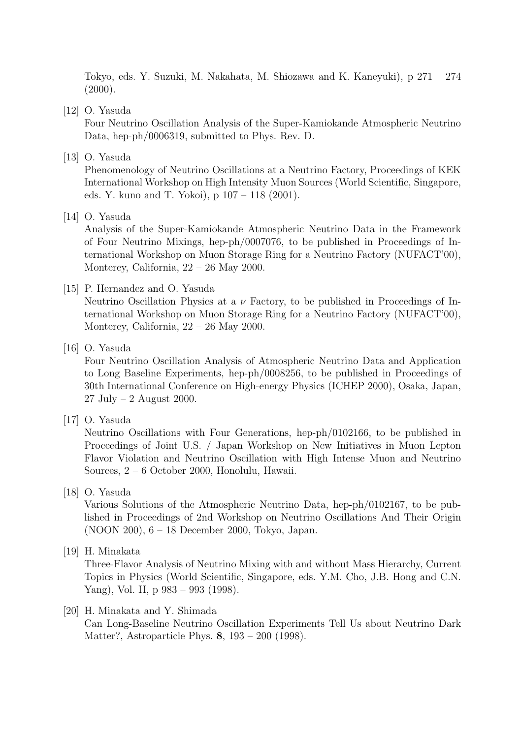Tokyo, eds. Y. Suzuki, M. Nakahata, M. Shiozawa and K. Kaneyuki), p 271 – 274 (2000).

[12] O. Yasuda
Four Neutrino Oscillation Analysis of the Super-Kamiokande Atmospheric Neutrino Data, hep-ph/0006319, submitted to Phys. Rev. D.

[13] O. Yasuda
Phenomenology of Neutrino Oscillations at a Neutrino Factory, Proceedings of KEK International Workshop on High Intensity Muon Sources (World Scientific, Singapore, eds. Y. kuno and T. Yokoi), p 107 – 118 (2001).

[14] O. Yasuda
Analysis of the Super-Kamiokande Atmospheric Neutrino Data in the Framework of Four Neutrino Mixings, hep-ph/0007076, to be published in Proceedings of International Workshop on Muon Storage Ring for a Neutrino Factory (NUFACT'00), Monterey, California, 22 – 26 May 2000.

[15] P. Hernandez and O. Yasuda
Neutrino Oscillation Physics at a $\nu$ Factory, to be published in Proceedings of International Workshop on Muon Storage Ring for a Neutrino Factory (NUFACT'00), Monterey, California, 22 – 26 May 2000.

[16] O. Yasuda
Four Neutrino Oscillation Analysis of Atmospheric Neutrino Data and Application to Long Baseline Experiments, hep-ph/0008256, to be published in Proceedings of 30th International Conference on High-energy Physics (ICHEP 2000), Osaka, Japan, 27 July – 2 August 2000.

[17] O. Yasuda
Neutrino Oscillations with Four Generations, hep-ph/0102166, to be published in Proceedings of Joint U.S. / Japan Workshop on New Initiatives in Muon Lepton Flavor Violation and Neutrino Oscillation with High Intense Muon and Neutrino Sources, 2 – 6 October 2000, Honolulu, Hawaii.

[18] O. Yasuda
Various Solutions of the Atmospheric Neutrino Data, hep-ph/0102167, to be published in Proceedings of 2nd Workshop on Neutrino Oscillations And Their Origin (NOON 200), 6 – 18 December 2000, Tokyo, Japan.

[19] H. Minakata
Three-Flavor Analysis of Neutrino Mixing with and without Mass Hierarchy, Current Topics in Physics (World Scientific, Singapore, eds. Y.M. Cho, J.B. Hong and C.N. Yang), Vol. II, p 983 – 993 (1998).

[20] H. Minakata and Y. Shimada
Can Long-Baseline Neutrino Oscillation Experiments Tell Us about Neutrino Dark Matter?, Astroparticle Phys. **8**, 193 – 200 (1998).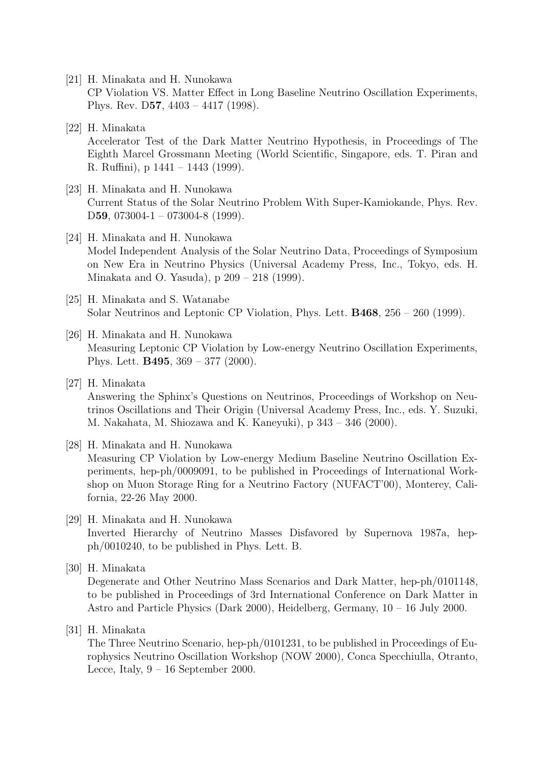[21] H. Minakata and H. Nunokawa
CP Violation VS. Matter Effect in Long Baseline Neutrino Oscillation Experiments, Phys. Rev. D**57**, 4403 – 4417 (1998).

[22] H. Minakata
Accelerator Test of the Dark Matter Neutrino Hypothesis, in Proceedings of The Eighth Marcel Grossmann Meeting (World Scientific, Singapore, eds. T. Piran and R. Ruffini), p 1441 – 1443 (1999).

[23] H. Minakata and H. Nunokawa
Current Status of the Solar Neutrino Problem With Super-Kamiokande, Phys. Rev. D**59**, 073004-1 – 073004-8 (1999).

[24] H. Minakata and H. Nunokawa
Model Independent Analysis of the Solar Neutrino Data, Proceedings of Symposium on New Era in Neutrino Physics (Universal Academy Press, Inc., Tokyo, eds. H. Minakata and O. Yasuda), p 209 – 218 (1999).

[25] H. Minakata and S. Watanabe
Solar Neutrinos and Leptonic CP Violation, Phys. Lett. **B468**, 256 – 260 (1999).

[26] H. Minakata and H. Nunokawa
Measuring Leptonic CP Violation by Low-energy Neutrino Oscillation Experiments, Phys. Lett. **B495**, 369 – 377 (2000).

[27] H. Minakata
Answering the Sphinx's Questions on Neutrinos, Proceedings of Workshop on Neutrinos Oscillations and Their Origin (Universal Academy Press, Inc., eds. Y. Suzuki, M. Nakahata, M. Shiozawa and K. Kaneyuki), p 343 – 346 (2000).

[28] H. Minakata and H. Nunokawa
Measuring CP Violation by Low-energy Medium Baseline Neutrino Oscillation Experiments, hep-ph/0009091, to be published in Proceedings of International Workshop on Muon Storage Ring for a Neutrino Factory (NUFACT'00), Monterey, California, 22-26 May 2000.

[29] H. Minakata and H. Nunokawa
Inverted Hierarchy of Neutrino Masses Disfavored by Supernova 1987a, hep-ph/0010240, to be published in Phys. Lett. B.

[30] H. Minakata
Degenerate and Other Neutrino Mass Scenarios and Dark Matter, hep-ph/0101148, to be published in Proceedings of 3rd International Conference on Dark Matter in Astro and Particle Physics (Dark 2000), Heidelberg, Germany, 10 – 16 July 2000.

[31] H. Minakata
The Three Neutrino Scenario, hep-ph/0101231, to be published in Proceedings of Europhysics Neutrino Oscillation Workshop (NOW 2000), Conca Specchiulla, Otranto, Lecce, Italy, 9 – 16 September 2000.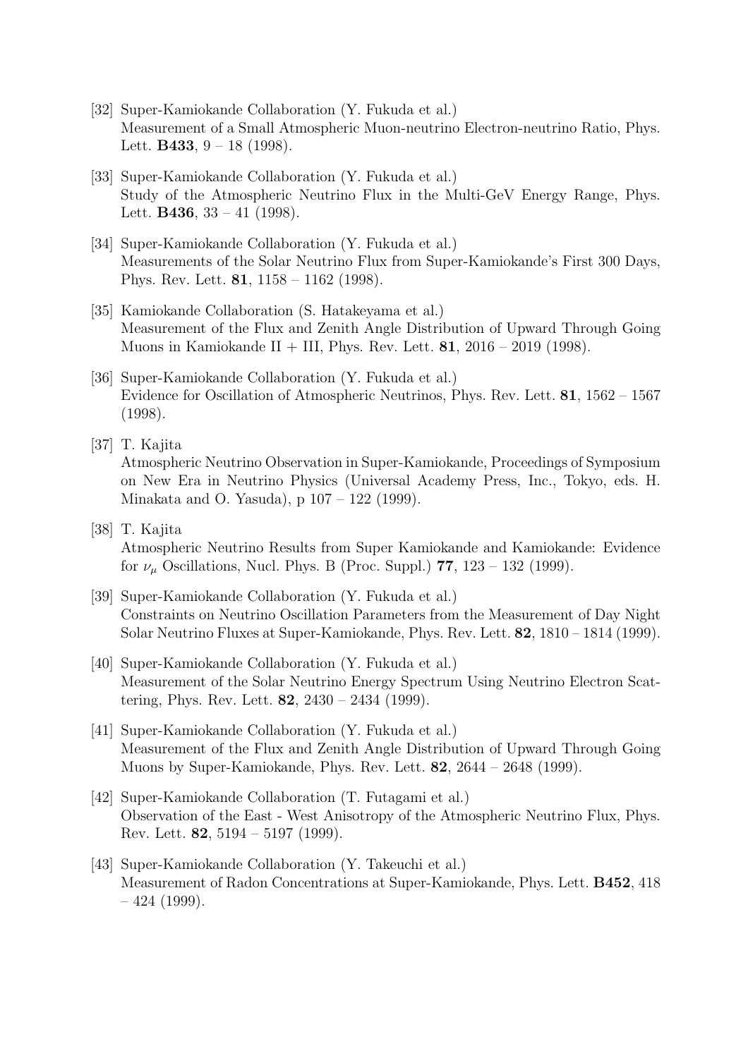[32] Super-Kamiokande Collaboration (Y. Fukuda et al.)
Measurement of a Small Atmospheric Muon-neutrino Electron-neutrino Ratio, Phys. Lett. **B433**, 9 – 18 (1998).

[33] Super-Kamiokande Collaboration (Y. Fukuda et al.)
Study of the Atmospheric Neutrino Flux in the Multi-GeV Energy Range, Phys. Lett. **B436**, 33 – 41 (1998).

[34] Super-Kamiokande Collaboration (Y. Fukuda et al.)
Measurements of the Solar Neutrino Flux from Super-Kamiokande's First 300 Days, Phys. Rev. Lett. **81**, 1158 – 1162 (1998).

[35] Kamiokande Collaboration (S. Hatakeyama et al.)
Measurement of the Flux and Zenith Angle Distribution of Upward Through Going Muons in Kamiokande II + III, Phys. Rev. Lett. **81**, 2016 – 2019 (1998).

[36] Super-Kamiokande Collaboration (Y. Fukuda et al.)
Evidence for Oscillation of Atmospheric Neutrinos, Phys. Rev. Lett. **81**, 1562 – 1567 (1998).

[37] T. Kajita
Atmospheric Neutrino Observation in Super-Kamiokande, Proceedings of Symposium on New Era in Neutrino Physics (Universal Academy Press, Inc., Tokyo, eds. H. Minakata and O. Yasuda), p 107 – 122 (1999).

[38] T. Kajita
Atmospheric Neutrino Results from Super Kamiokande and Kamiokande: Evidence for $\nu_\mu$ Oscillations, Nucl. Phys. B (Proc. Suppl.) **77**, 123 – 132 (1999).

[39] Super-Kamiokande Collaboration (Y. Fukuda et al.)
Constraints on Neutrino Oscillation Parameters from the Measurement of Day Night Solar Neutrino Fluxes at Super-Kamiokande, Phys. Rev. Lett. **82**, 1810 – 1814 (1999).

[40] Super-Kamiokande Collaboration (Y. Fukuda et al.)
Measurement of the Solar Neutrino Energy Spectrum Using Neutrino Electron Scattering, Phys. Rev. Lett. **82**, 2430 – 2434 (1999).

[41] Super-Kamiokande Collaboration (Y. Fukuda et al.)
Measurement of the Flux and Zenith Angle Distribution of Upward Through Going Muons by Super-Kamiokande, Phys. Rev. Lett. **82**, 2644 – 2648 (1999).

[42] Super-Kamiokande Collaboration (T. Futagami et al.)
Observation of the East - West Anisotropy of the Atmospheric Neutrino Flux, Phys. Rev. Lett. **82**, 5194 – 5197 (1999).

[43] Super-Kamiokande Collaboration (Y. Takeuchi et al.)
Measurement of Radon Concentrations at Super-Kamiokande, Phys. Lett. **B452**, 418 – 424 (1999).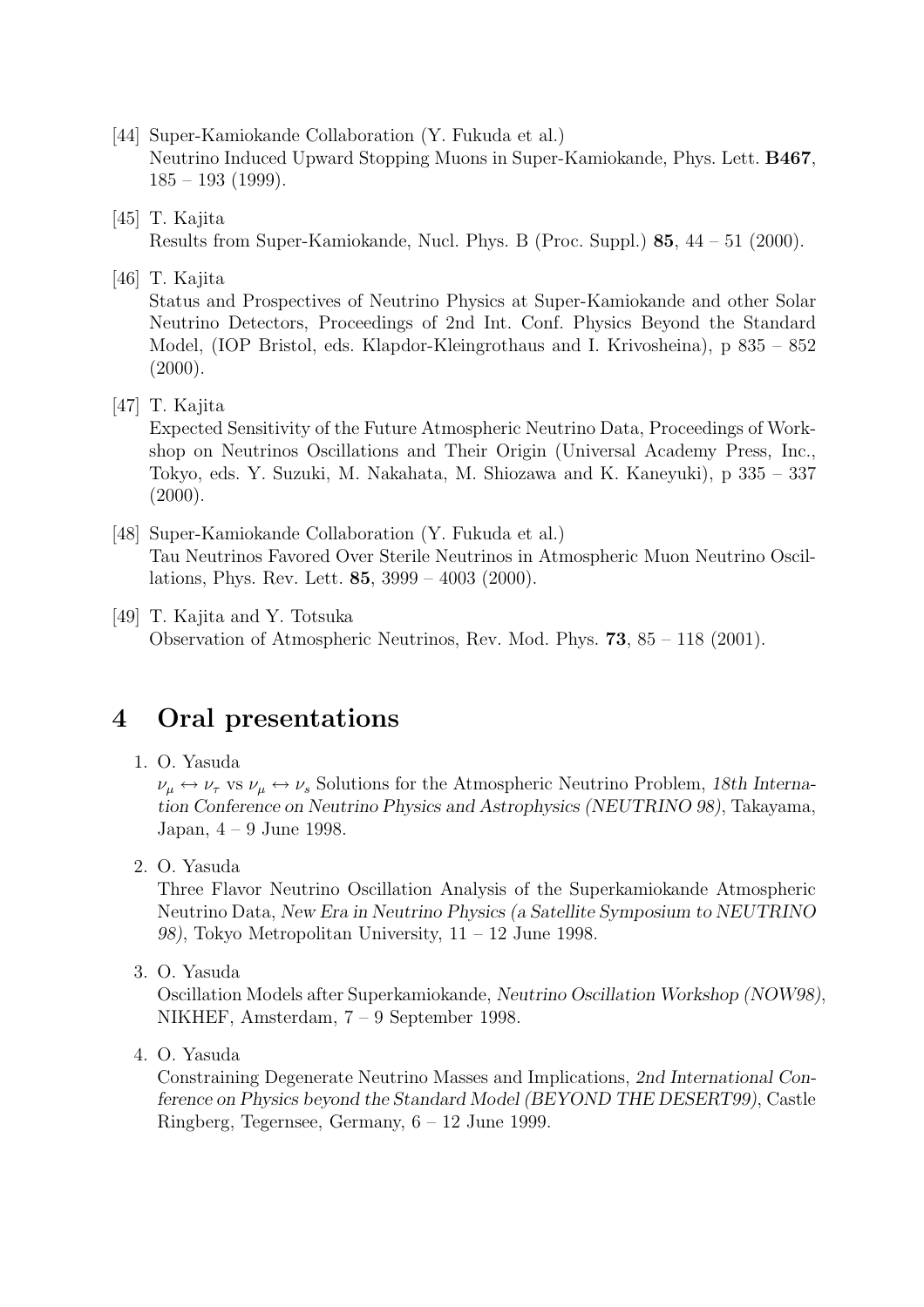[44] Super-Kamiokande Collaboration (Y. Fukuda et al.)
Neutrino Induced Upward Stopping Muons in Super-Kamiokande, Phys. Lett. **B467**, 185 – 193 (1999).

[45] T. Kajita
Results from Super-Kamiokande, Nucl. Phys. B (Proc. Suppl.) **85**, 44 – 51 (2000).

[46] T. Kajita
Status and Prospectives of Neutrino Physics at Super-Kamiokande and other Solar Neutrino Detectors, Proceedings of 2nd Int. Conf. Physics Beyond the Standard Model, (IOP Bristol, eds. Klapdor-Kleingrothaus and I. Krivosheina), p 835 – 852 (2000).

[47] T. Kajita
Expected Sensitivity of the Future Atmospheric Neutrino Data, Proceedings of Workshop on Neutrinos Oscillations and Their Origin (Universal Academy Press, Inc., Tokyo, eds. Y. Suzuki, M. Nakahata, M. Shiozawa and K. Kaneyuki), p 335 – 337 (2000).

[48] Super-Kamiokande Collaboration (Y. Fukuda et al.)
Tau Neutrinos Favored Over Sterile Neutrinos in Atmospheric Muon Neutrino Oscillations, Phys. Rev. Lett. **85**, 3999 – 4003 (2000).

[49] T. Kajita and Y. Totsuka
Observation of Atmospheric Neutrinos, Rev. Mod. Phys. **73**, 85 – 118 (2001).

# 4 Oral presentations

1. O. Yasuda
$\nu_\mu \leftrightarrow \nu_\tau$ vs $\nu_\mu \leftrightarrow \nu_s$ Solutions for the Atmospheric Neutrino Problem, *18th International Conference on Neutrino Physics and Astrophysics (NEUTRINO 98)*, Takayama, Japan, 4 – 9 June 1998.

2. O. Yasuda
Three Flavor Neutrino Oscillation Analysis of the Superkamiokande Atmospheric Neutrino Data, *New Era in Neutrino Physics (a Satellite Symposium to NEUTRINO 98)*, Tokyo Metropolitan University, 11 – 12 June 1998.

3. O. Yasuda
Oscillation Models after Superkamiokande, *Neutrino Oscillation Workshop (NOW98)*, NIKHEF, Amsterdam, 7 – 9 September 1998.

4. O. Yasuda
Constraining Degenerate Neutrino Masses and Implications, *2nd International Conference on Physics beyond the Standard Model (BEYOND THE DESERT99)*, Castle Ringberg, Tegernsee, Germany, 6 – 12 June 1999.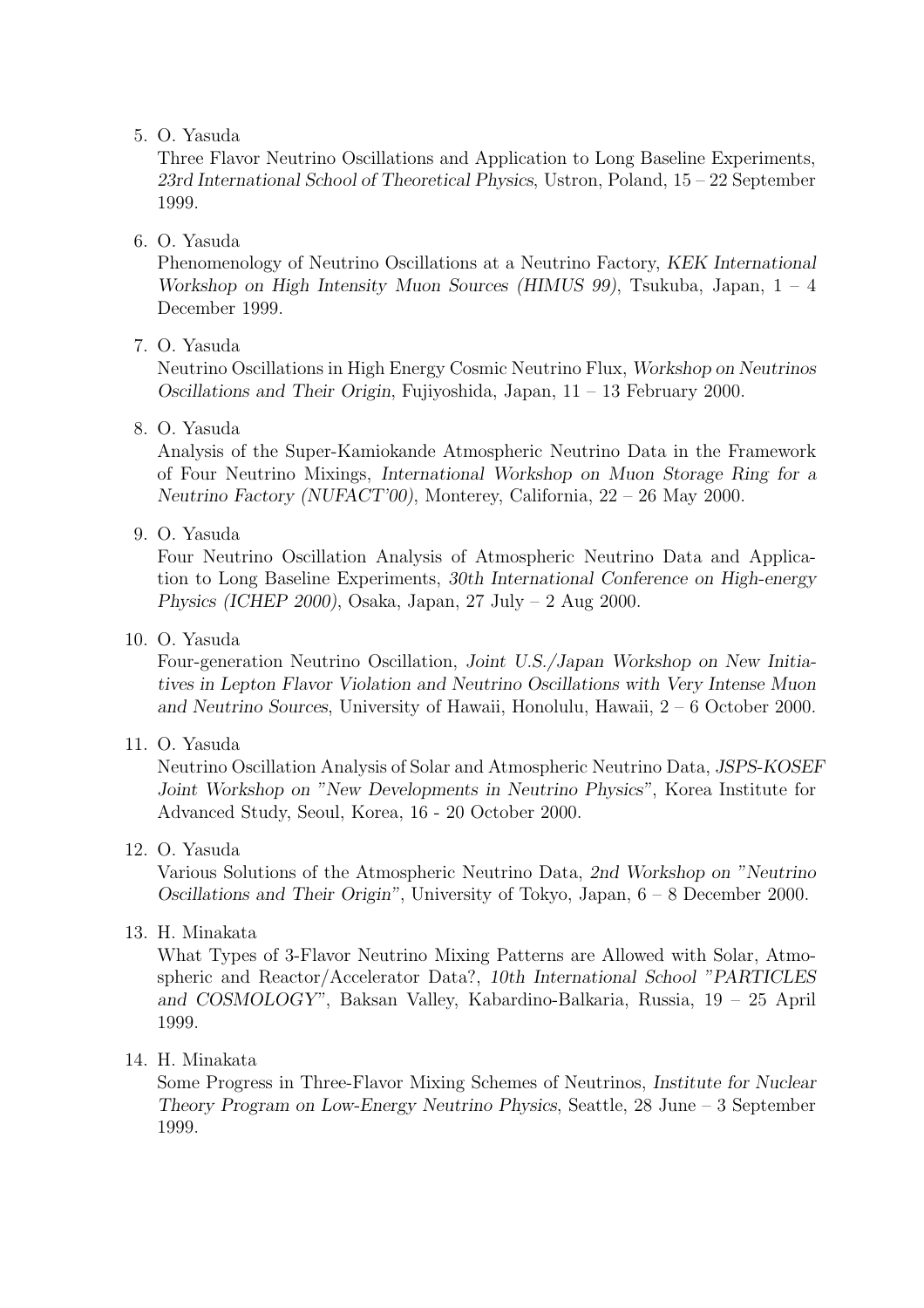5. O. Yasuda
   Three Flavor Neutrino Oscillations and Application to Long Baseline Experiments, *23rd International School of Theoretical Physics*, Ustron, Poland, 15 – 22 September 1999.

6. O. Yasuda
   Phenomenology of Neutrino Oscillations at a Neutrino Factory, *KEK International Workshop on High Intensity Muon Sources (HIMUS 99)*, Tsukuba, Japan, 1 – 4 December 1999.

7. O. Yasuda
   Neutrino Oscillations in High Energy Cosmic Neutrino Flux, *Workshop on Neutrinos Oscillations and Their Origin*, Fujiyoshida, Japan, 11 – 13 February 2000.

8. O. Yasuda
   Analysis of the Super-Kamiokande Atmospheric Neutrino Data in the Framework of Four Neutrino Mixings, *International Workshop on Muon Storage Ring for a Neutrino Factory (NUFACT'00)*, Monterey, California, 22 – 26 May 2000.

9. O. Yasuda
   Four Neutrino Oscillation Analysis of Atmospheric Neutrino Data and Application to Long Baseline Experiments, *30th International Conference on High-energy Physics (ICHEP 2000)*, Osaka, Japan, 27 July – 2 Aug 2000.

10. O. Yasuda
    Four-generation Neutrino Oscillation, *Joint U.S./Japan Workshop on New Initiatives in Lepton Flavor Violation and Neutrino Oscillations with Very Intense Muon and Neutrino Sources*, University of Hawaii, Honolulu, Hawaii, 2 – 6 October 2000.

11. O. Yasuda
    Neutrino Oscillation Analysis of Solar and Atmospheric Neutrino Data, *JSPS-KOSEF Joint Workshop on "New Developments in Neutrino Physics"*, Korea Institute for Advanced Study, Seoul, Korea, 16 - 20 October 2000.

12. O. Yasuda
    Various Solutions of the Atmospheric Neutrino Data, *2nd Workshop on "Neutrino Oscillations and Their Origin"*, University of Tokyo, Japan, 6 – 8 December 2000.

13. H. Minakata
    What Types of 3-Flavor Neutrino Mixing Patterns are Allowed with Solar, Atmospheric and Reactor/Accelerator Data?, *10th International School "PARTICLES and COSMOLOGY"*, Baksan Valley, Kabardino-Balkaria, Russia, 19 – 25 April 1999.

14. H. Minakata
    Some Progress in Three-Flavor Mixing Schemes of Neutrinos, *Institute for Nuclear Theory Program on Low-Energy Neutrino Physics*, Seattle, 28 June – 3 September 1999.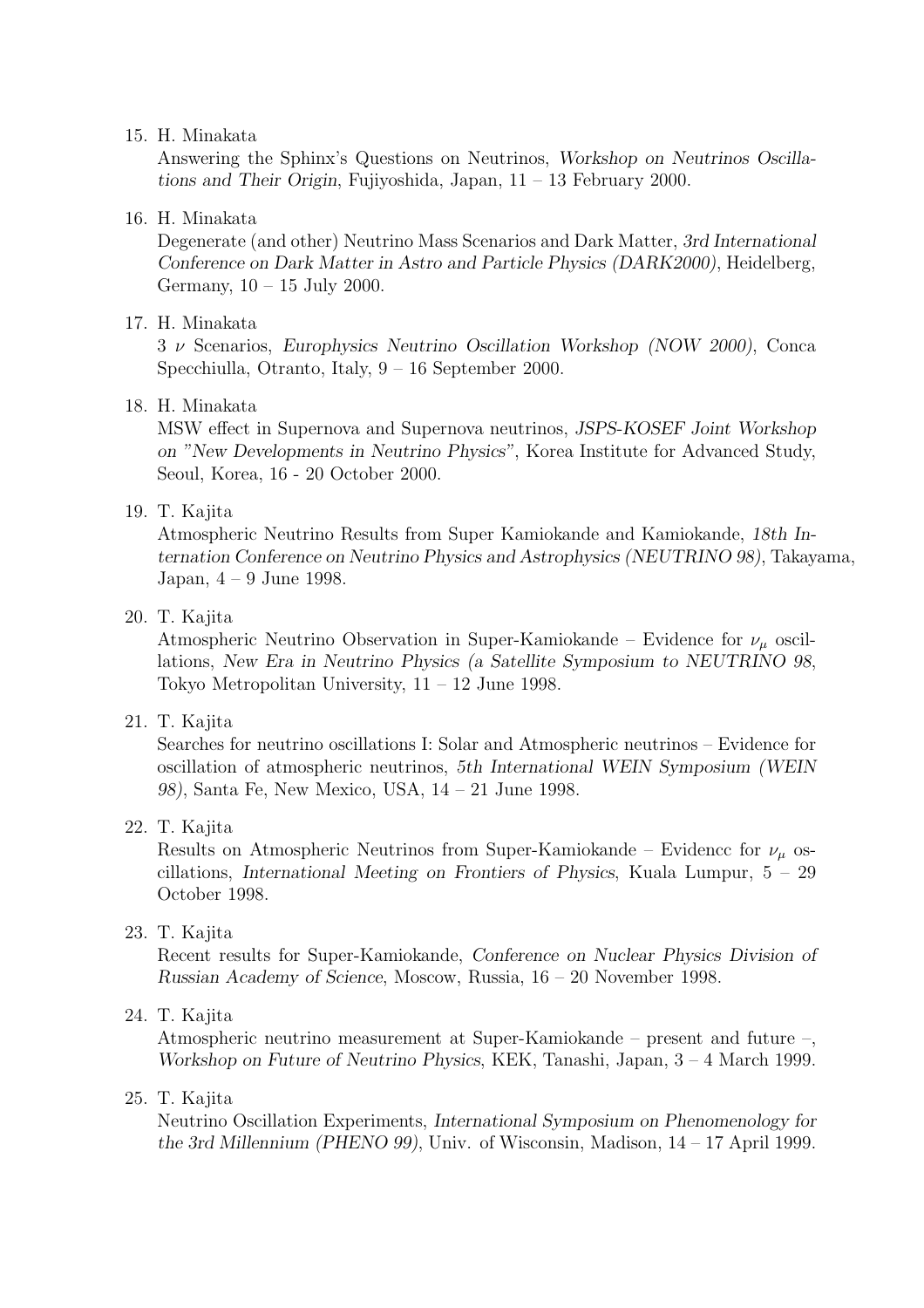15. H. Minakata
    Answering the Sphinx's Questions on Neutrinos, *Workshop on Neutrinos Oscillations and Their Origin*, Fujiyoshida, Japan, 11 – 13 February 2000.

16. H. Minakata
    Degenerate (and other) Neutrino Mass Scenarios and Dark Matter, *3rd International Conference on Dark Matter in Astro and Particle Physics (DARK2000)*, Heidelberg, Germany, 10 – 15 July 2000.

17. H. Minakata
    3 $\nu$ Scenarios, *Europhysics Neutrino Oscillation Workshop (NOW 2000)*, Conca Specchiulla, Otranto, Italy, 9 – 16 September 2000.

18. H. Minakata
    MSW effect in Supernova and Supernova neutrinos, *JSPS-KOSEF Joint Workshop on "New Developments in Neutrino Physics"*, Korea Institute for Advanced Study, Seoul, Korea, 16 - 20 October 2000.

19. T. Kajita
    Atmospheric Neutrino Results from Super Kamiokande and Kamiokande, *18th Internation Conference on Neutrino Physics and Astrophysics (NEUTRINO 98)*, Takayama, Japan, 4 – 9 June 1998.

20. T. Kajita
    Atmospheric Neutrino Observation in Super-Kamiokande – Evidence for $\nu_\mu$ oscillations, *New Era in Neutrino Physics (a Satellite Symposium to NEUTRINO 98*, Tokyo Metropolitan University, 11 – 12 June 1998.

21. T. Kajita
    Searches for neutrino oscillations I: Solar and Atmospheric neutrinos – Evidence for oscillation of atmospheric neutrinos, *5th International WEIN Symposium (WEIN 98)*, Santa Fe, New Mexico, USA, 14 – 21 June 1998.

22. T. Kajita
    Results on Atmospheric Neutrinos from Super-Kamiokande – Evidencc for $\nu_\mu$ oscillations, *International Meeting on Frontiers of Physics*, Kuala Lumpur, 5 – 29 October 1998.

23. T. Kajita
    Recent results for Super-Kamiokande, *Conference on Nuclear Physics Division of Russian Academy of Science*, Moscow, Russia, 16 – 20 November 1998.

24. T. Kajita
    Atmospheric neutrino measurement at Super-Kamiokande – present and future –, *Workshop on Future of Neutrino Physics*, KEK, Tanashi, Japan, 3 – 4 March 1999.

25. T. Kajita
    Neutrino Oscillation Experiments, *International Symposium on Phenomenology for the 3rd Millennium (PHENO 99)*, Univ. of Wisconsin, Madison, 14 – 17 April 1999.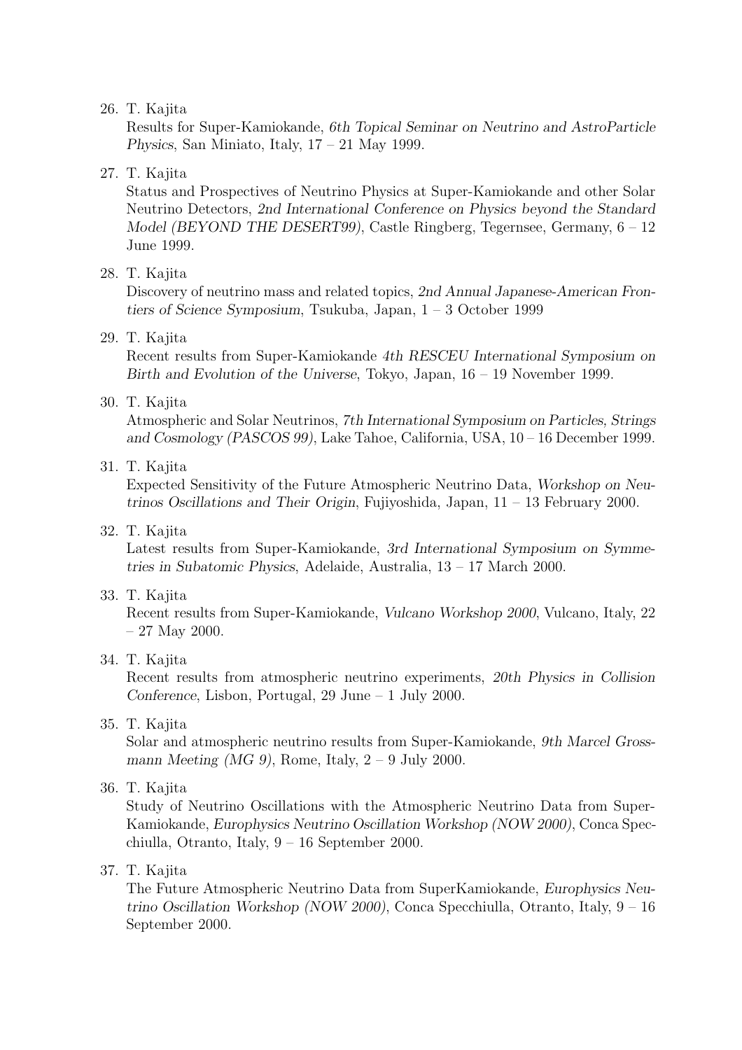26. T. Kajita
Results for Super-Kamiokande, *6th Topical Seminar on Neutrino and AstroParticle Physics*, San Miniato, Italy, 17 – 21 May 1999.

27. T. Kajita
Status and Prospectives of Neutrino Physics at Super-Kamiokande and other Solar Neutrino Detectors, *2nd International Conference on Physics beyond the Standard Model (BEYOND THE DESERT99)*, Castle Ringberg, Tegernsee, Germany, 6 – 12 June 1999.

28. T. Kajita
Discovery of neutrino mass and related topics, *2nd Annual Japanese-American Frontiers of Science Symposium*, Tsukuba, Japan, 1 – 3 October 1999

29. T. Kajita
Recent results from Super-Kamiokande *4th RESCEU International Symposium on Birth and Evolution of the Universe*, Tokyo, Japan, 16 – 19 November 1999.

30. T. Kajita
Atmospheric and Solar Neutrinos, *7th International Symposium on Particles, Strings and Cosmology (PASCOS 99)*, Lake Tahoe, California, USA, 10 – 16 December 1999.

31. T. Kajita
Expected Sensitivity of the Future Atmospheric Neutrino Data, *Workshop on Neutrinos Oscillations and Their Origin*, Fujiyoshida, Japan, 11 – 13 February 2000.

32. T. Kajita
Latest results from Super-Kamiokande, *3rd International Symposium on Symmetries in Subatomic Physics*, Adelaide, Australia, 13 – 17 March 2000.

33. T. Kajita
Recent results from Super-Kamiokande, *Vulcano Workshop 2000*, Vulcano, Italy, 22 – 27 May 2000.

34. T. Kajita
Recent results from atmospheric neutrino experiments, *20th Physics in Collision Conference*, Lisbon, Portugal, 29 June – 1 July 2000.

35. T. Kajita
Solar and atmospheric neutrino results from Super-Kamiokande, *9th Marcel Grossmann Meeting (MG 9)*, Rome, Italy, 2 – 9 July 2000.

36. T. Kajita
Study of Neutrino Oscillations with the Atmospheric Neutrino Data from Super-Kamiokande, *Europhysics Neutrino Oscillation Workshop (NOW 2000)*, Conca Specchiulla, Otranto, Italy, 9 – 16 September 2000.

37. T. Kajita
The Future Atmospheric Neutrino Data from SuperKamiokande, *Europhysics Neutrino Oscillation Workshop (NOW 2000)*, Conca Specchiulla, Otranto, Italy, 9 – 16 September 2000.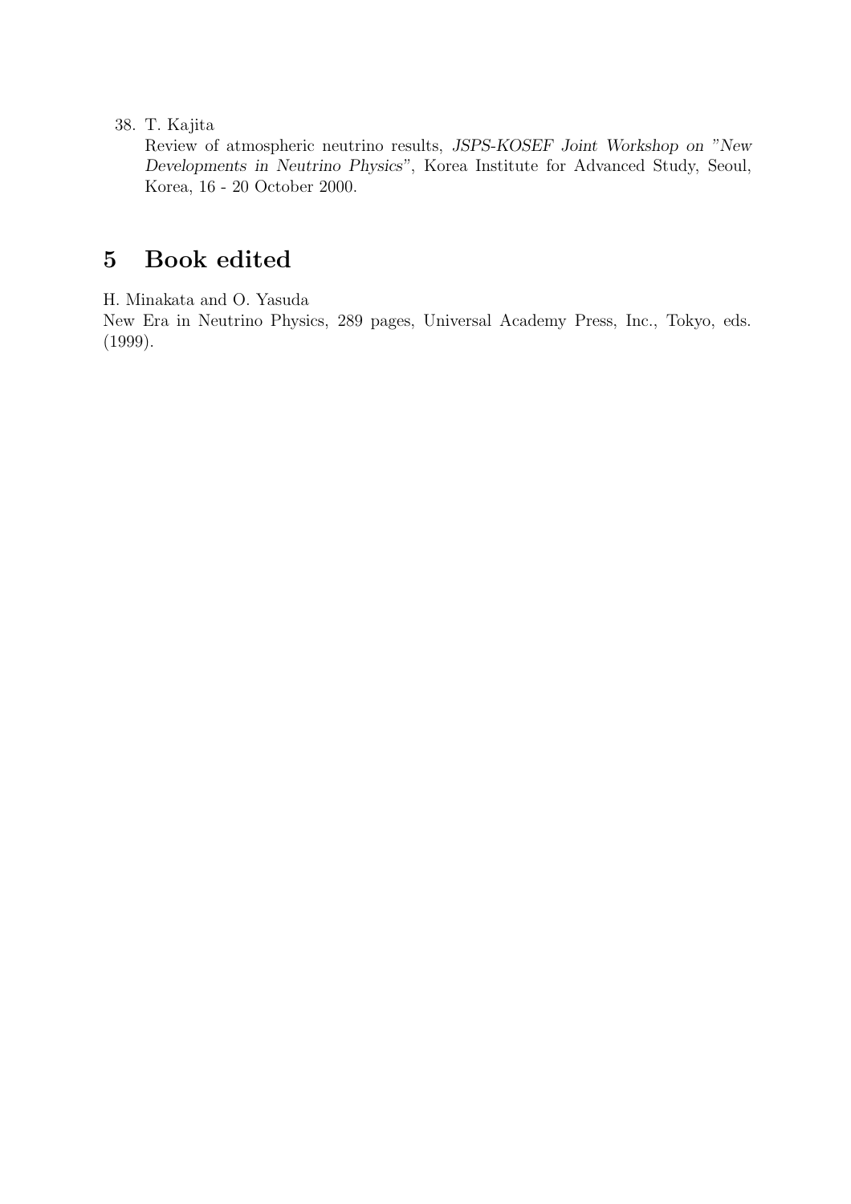38. T. Kajita
    Review of atmospheric neutrino results, *JSPS-KOSEF Joint Workshop on "New Developments in Neutrino Physics"*, Korea Institute for Advanced Study, Seoul, Korea, 16 - 20 October 2000.

## 5 Book edited

H. Minakata and O. Yasuda
New Era in Neutrino Physics, 289 pages, Universal Academy Press, Inc., Tokyo, eds. (1999).